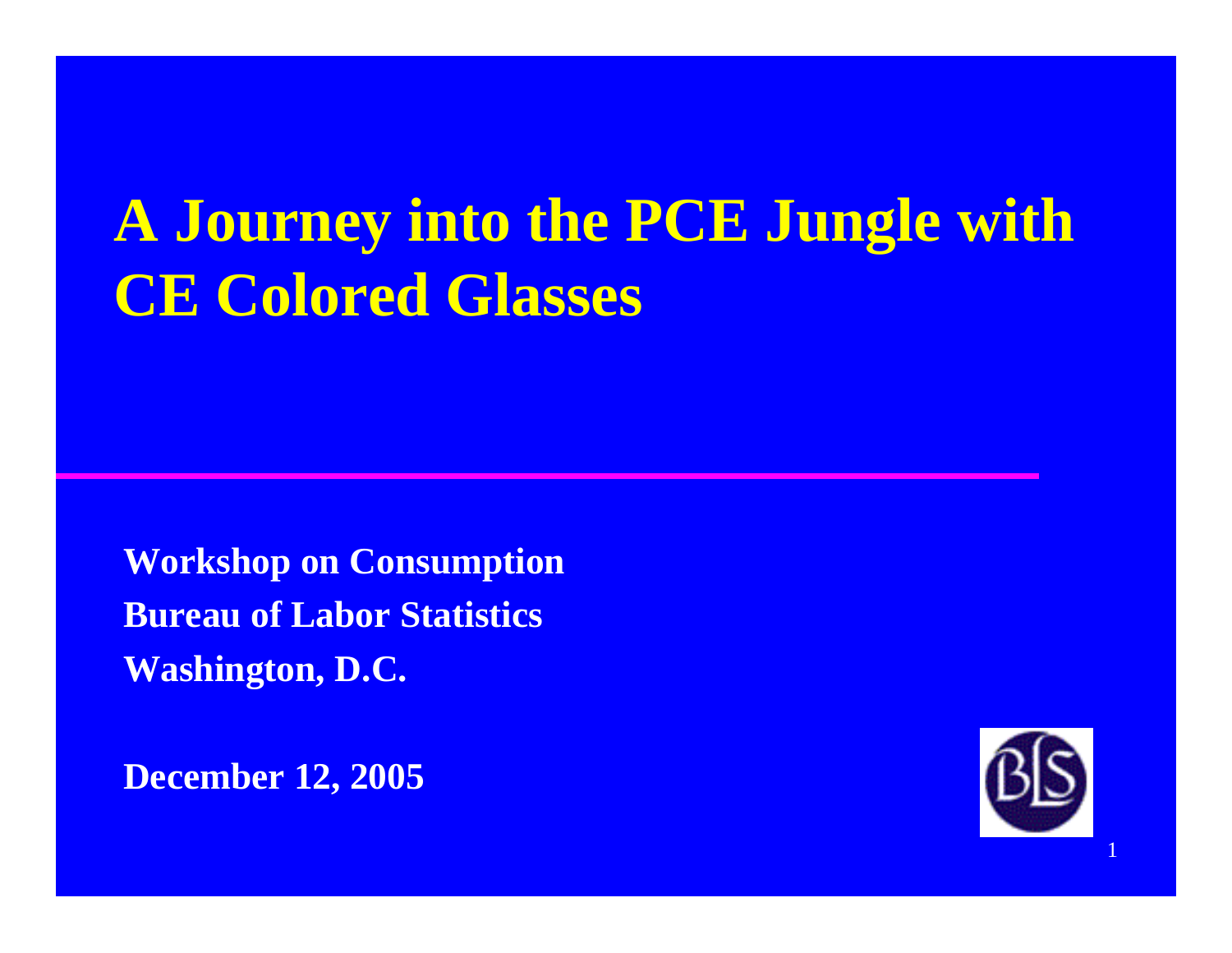# A Journey into the PCE Jungle with CE Colored Glasses

**Workshop on Consumption**
**Bureau of Labor Statistics**
**Washington, D.C.**

**December 12, 2005**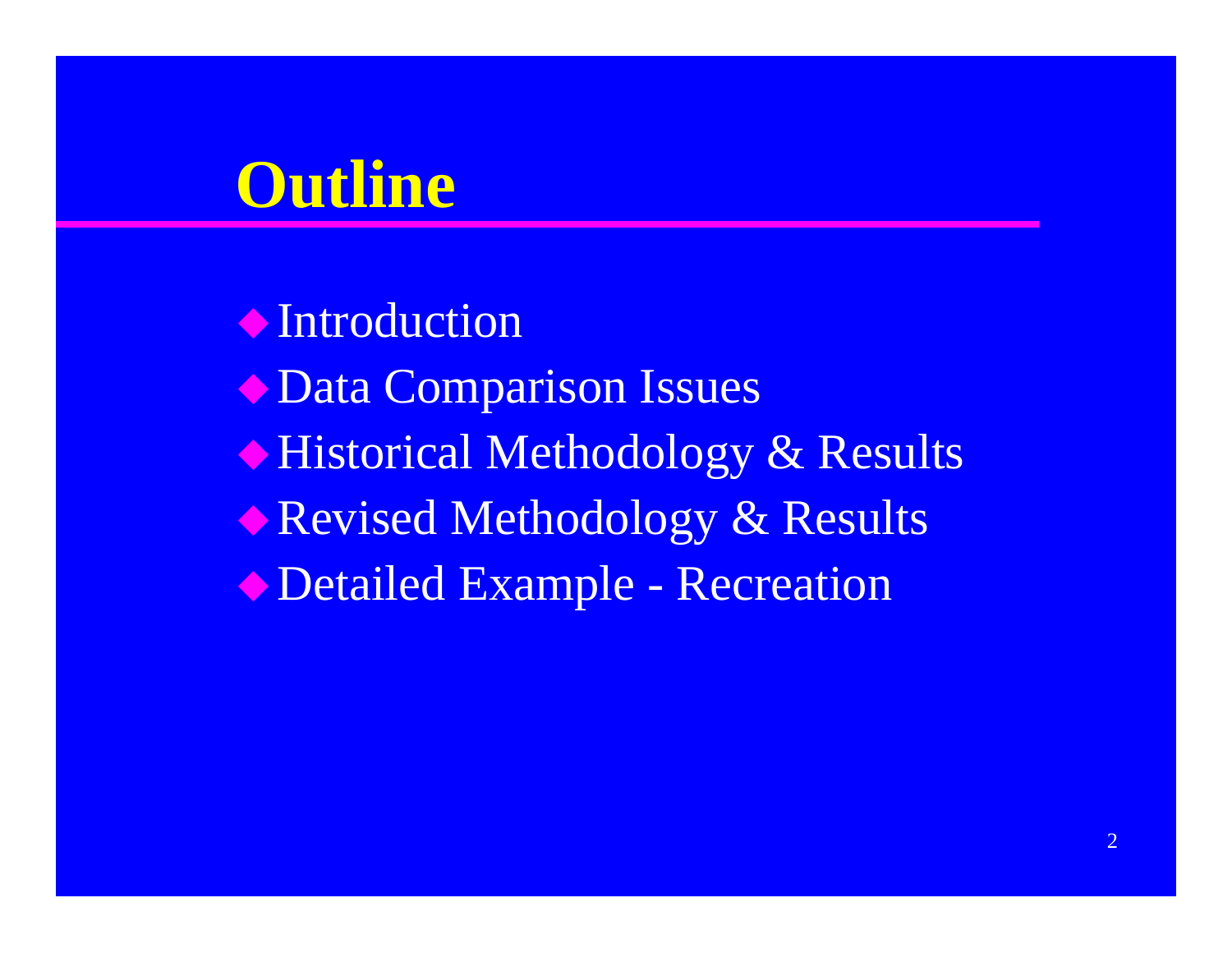# Outline

- Introduction
- Data Comparison Issues
- Historical Methodology & Results
- Revised Methodology & Results
- Detailed Example - Recreation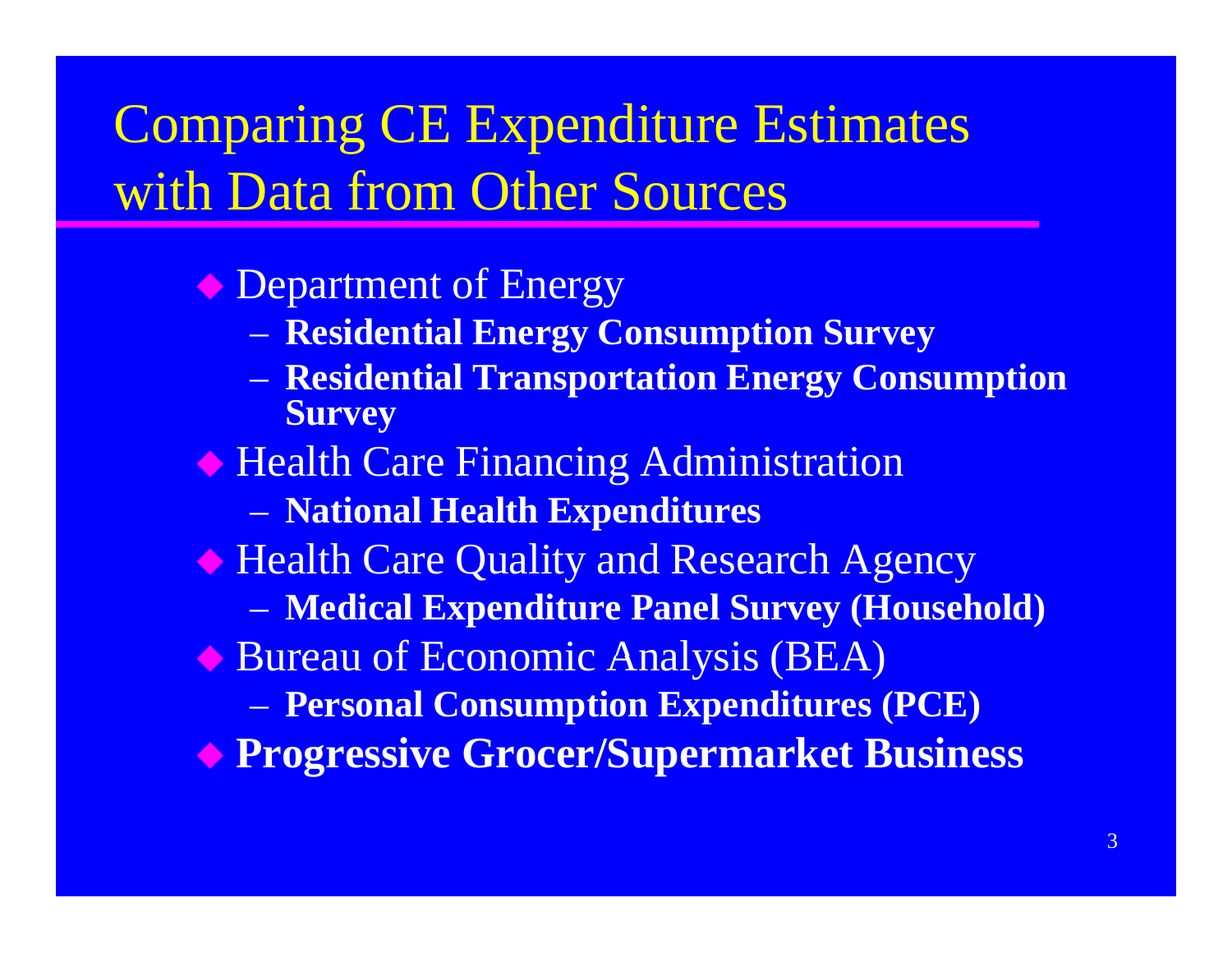# Comparing CE Expenditure Estimates with Data from Other Sources

- Department of Energy
  - **Residential Energy Consumption Survey**
  - **Residential Transportation Energy Consumption Survey**
- Health Care Financing Administration
  - **National Health Expenditures**
- Health Care Quality and Research Agency
  - **Medical Expenditure Panel Survey (Household)**
- Bureau of Economic Analysis (BEA)
  - **Personal Consumption Expenditures (PCE)**
- **Progressive Grocer/Supermarket Business**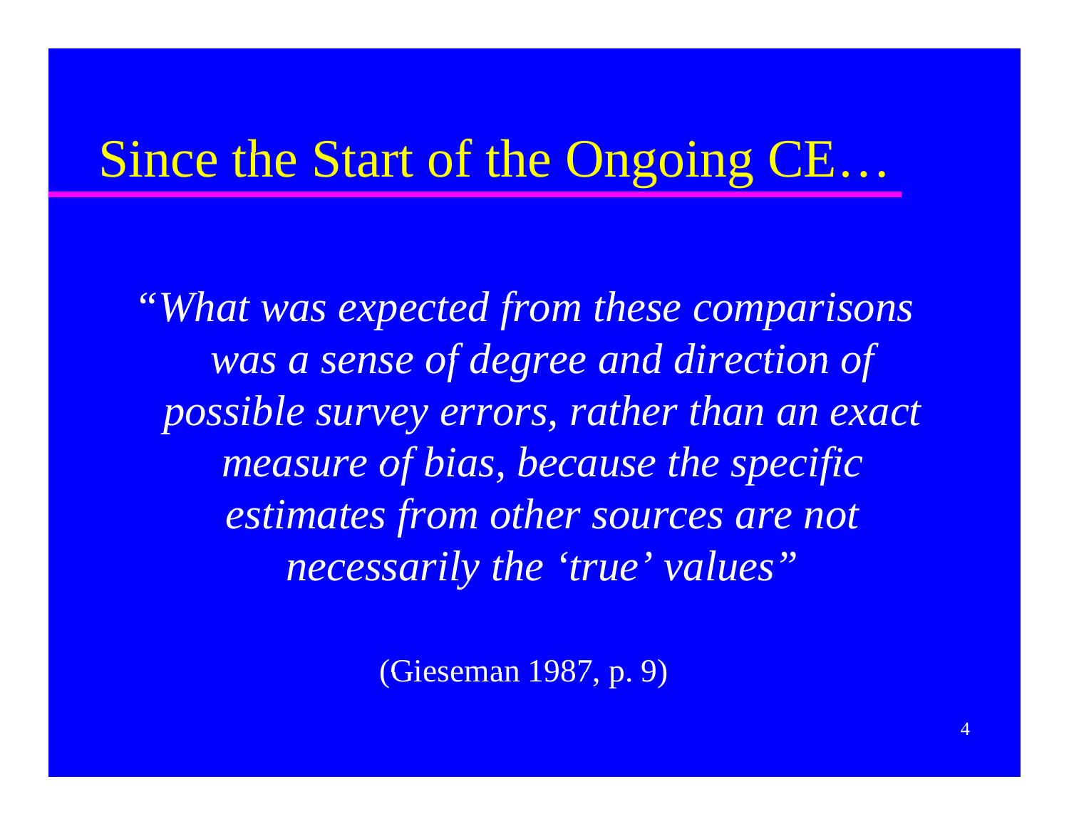# Since the Start of the Ongoing CE…

*"What was expected from these comparisons was a sense of degree and direction of possible survey errors, rather than an exact measure of bias, because the specific estimates from other sources are not necessarily the 'true' values"*

(Gieseman 1987, p. 9)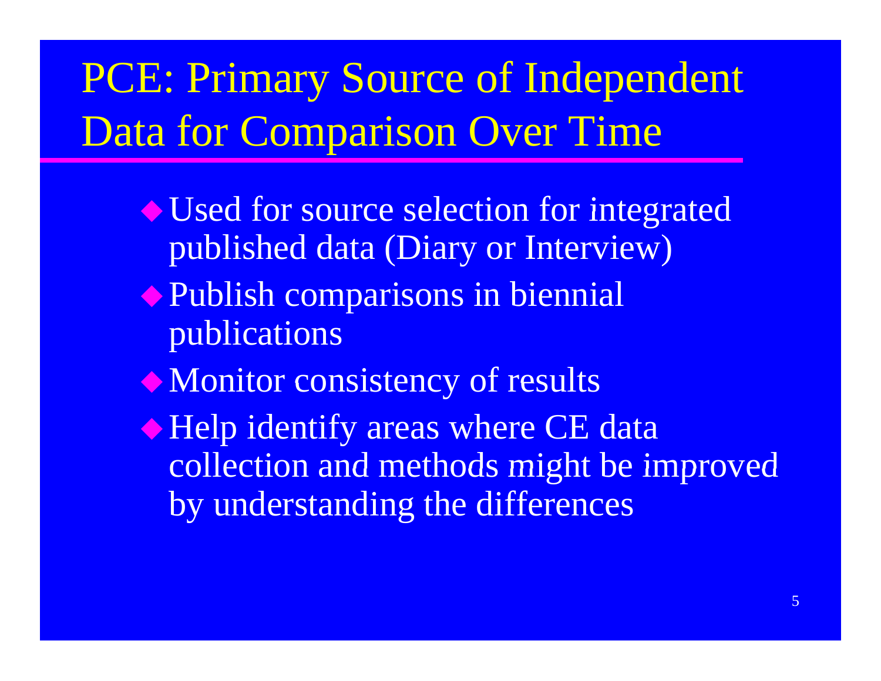# PCE: Primary Source of Independent Data for Comparison Over Time

- Used for source selection for integrated published data (Diary or Interview)
- Publish comparisons in biennial publications
- Monitor consistency of results
- Help identify areas where CE data collection and methods might be improved by understanding the differences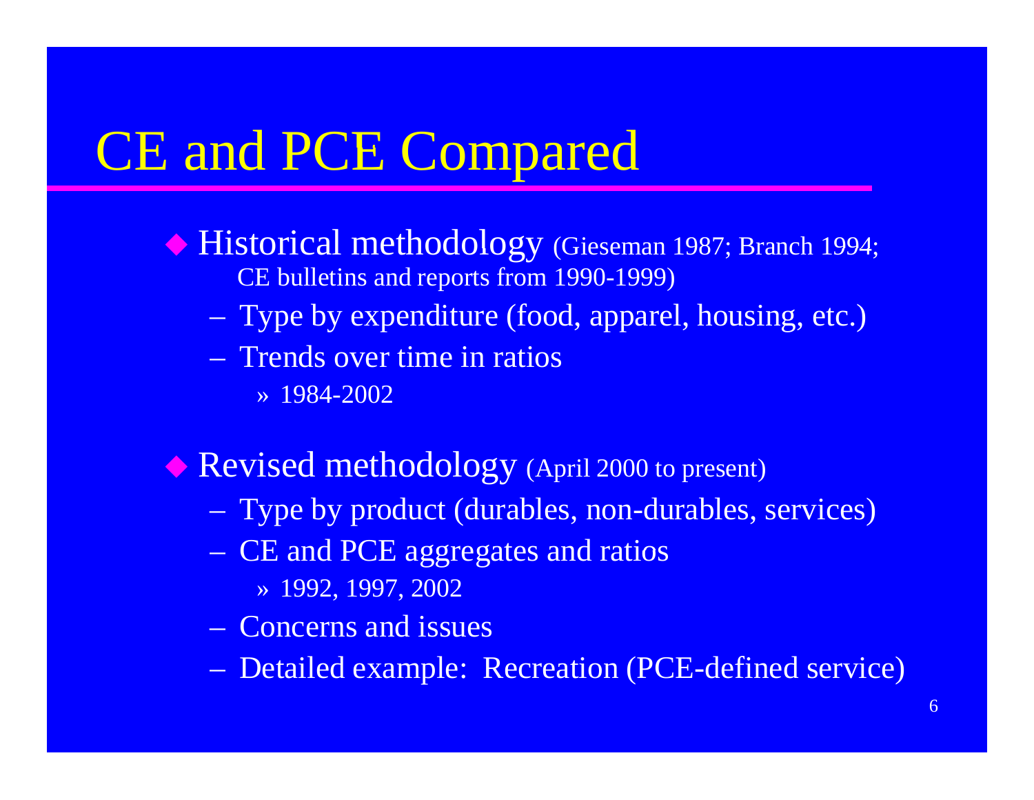# CE and PCE Compared

- Historical methodology (Gieseman 1987; Branch 1994; CE bulletins and reports from 1990-1999)
  - Type by expenditure (food, apparel, housing, etc.)
  - Trends over time in ratios
    - 1984-2002
- Revised methodology (April 2000 to present)
  - Type by product (durables, non-durables, services)
  - CE and PCE aggregates and ratios
    - 1992, 1997, 2002
  - Concerns and issues
  - Detailed example: Recreation (PCE-defined service)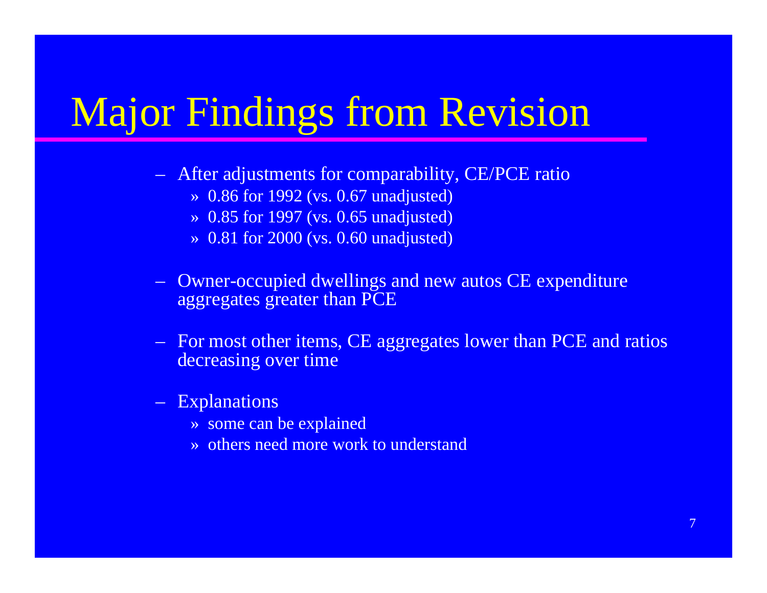# Major Findings from Revision

- After adjustments for comparability, CE/PCE ratio
  - 0.86 for 1992 (vs. 0.67 unadjusted)
  - 0.85 for 1997 (vs. 0.65 unadjusted)
  - 0.81 for 2000 (vs. 0.60 unadjusted)

- Owner-occupied dwellings and new autos CE expenditure aggregates greater than PCE

- For most other items, CE aggregates lower than PCE and ratios decreasing over time

- Explanations
  - some can be explained
  - others need more work to understand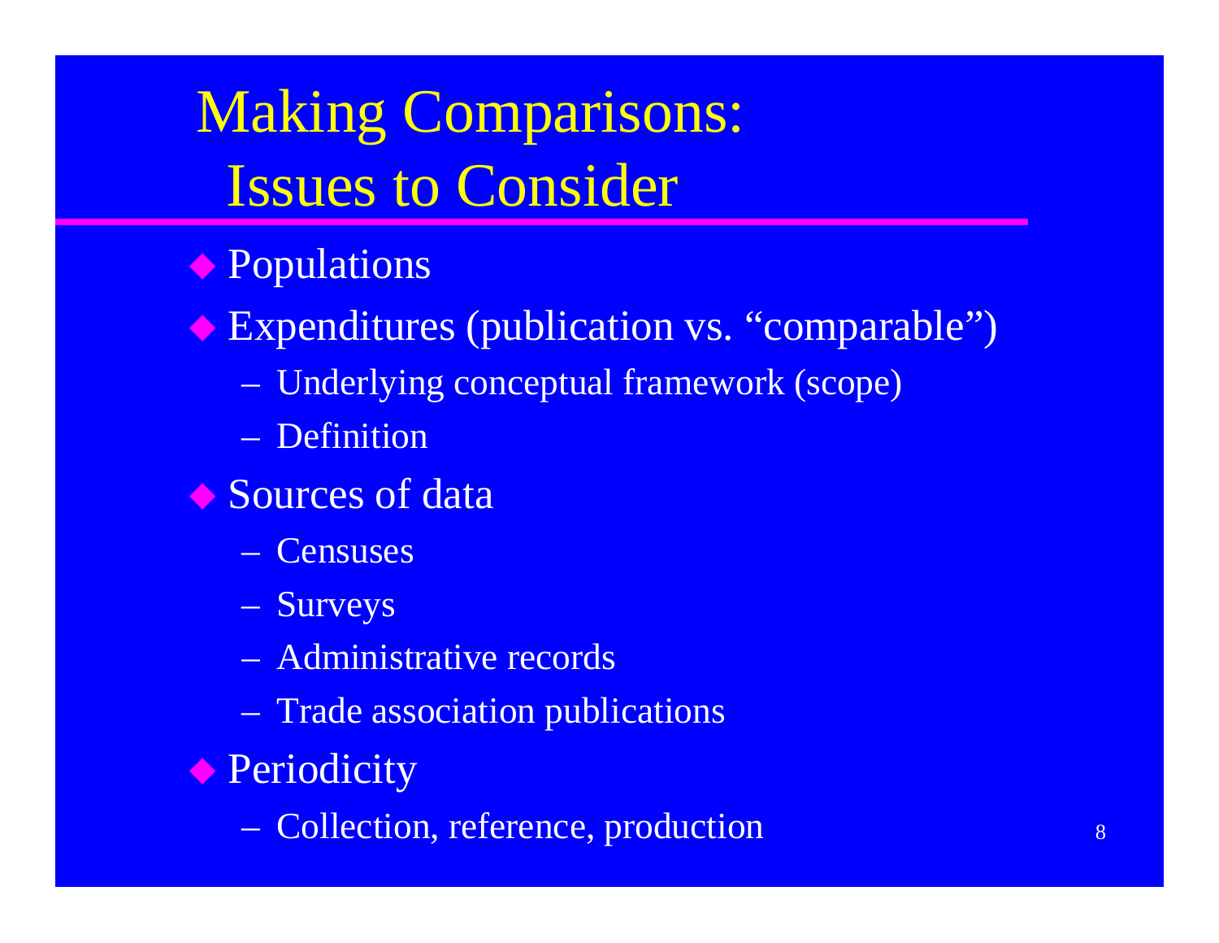# Making Comparisons: Issues to Consider

- Populations
- Expenditures (publication vs. "comparable")
  - Underlying conceptual framework (scope)
  - Definition
- Sources of data
  - Censuses
  - Surveys
  - Administrative records
  - Trade association publications
- Periodicity
  - Collection, reference, production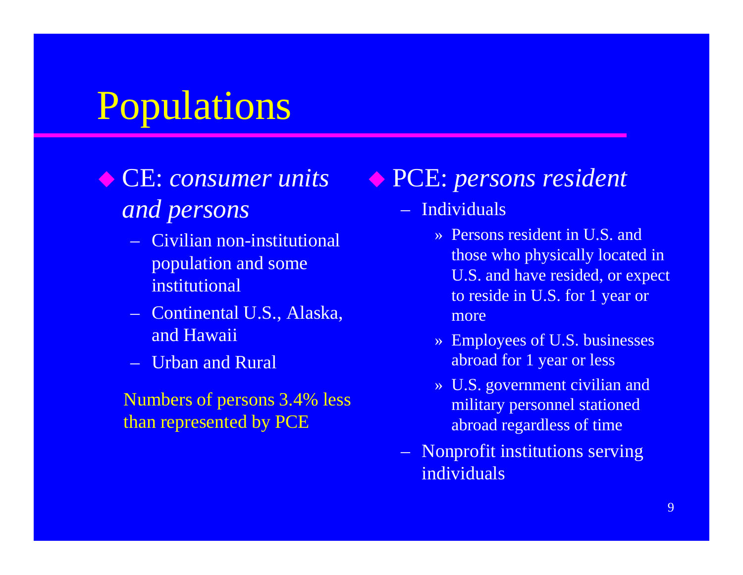# Populations

- CE: *consumer units and persons*
  - Civilian non-institutional population and some institutional
  - Continental U.S., Alaska, and Hawaii
  - Urban and Rural

  Numbers of persons 3.4% less than represented by PCE

- PCE: *persons resident*
  - Individuals
    - Persons resident in U.S. and those who physically located in U.S. and have resided, or expect to reside in U.S. for 1 year or more
    - Employees of U.S. businesses abroad for 1 year or less
    - U.S. government civilian and military personnel stationed abroad regardless of time
  - Nonprofit institutions serving individuals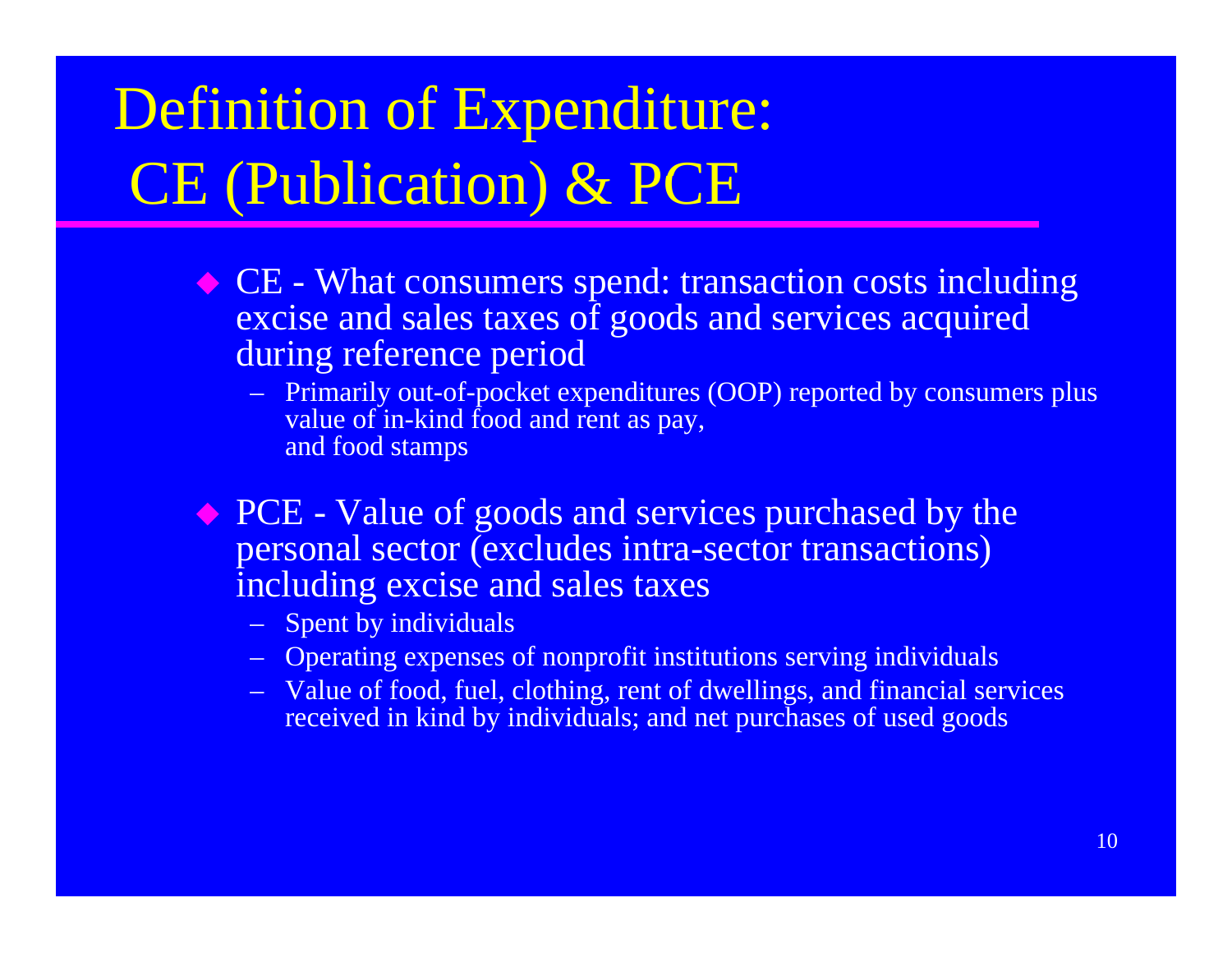# Definition of Expenditure: CE (Publication) & PCE

- CE - What consumers spend: transaction costs including excise and sales taxes of goods and services acquired during reference period
  - Primarily out-of-pocket expenditures (OOP) reported by consumers plus value of in-kind food and rent as pay, and food stamps
- PCE - Value of goods and services purchased by the personal sector (excludes intra-sector transactions) including excise and sales taxes
  - Spent by individuals
  - Operating expenses of nonprofit institutions serving individuals
  - Value of food, fuel, clothing, rent of dwellings, and financial services received in kind by individuals; and net purchases of used goods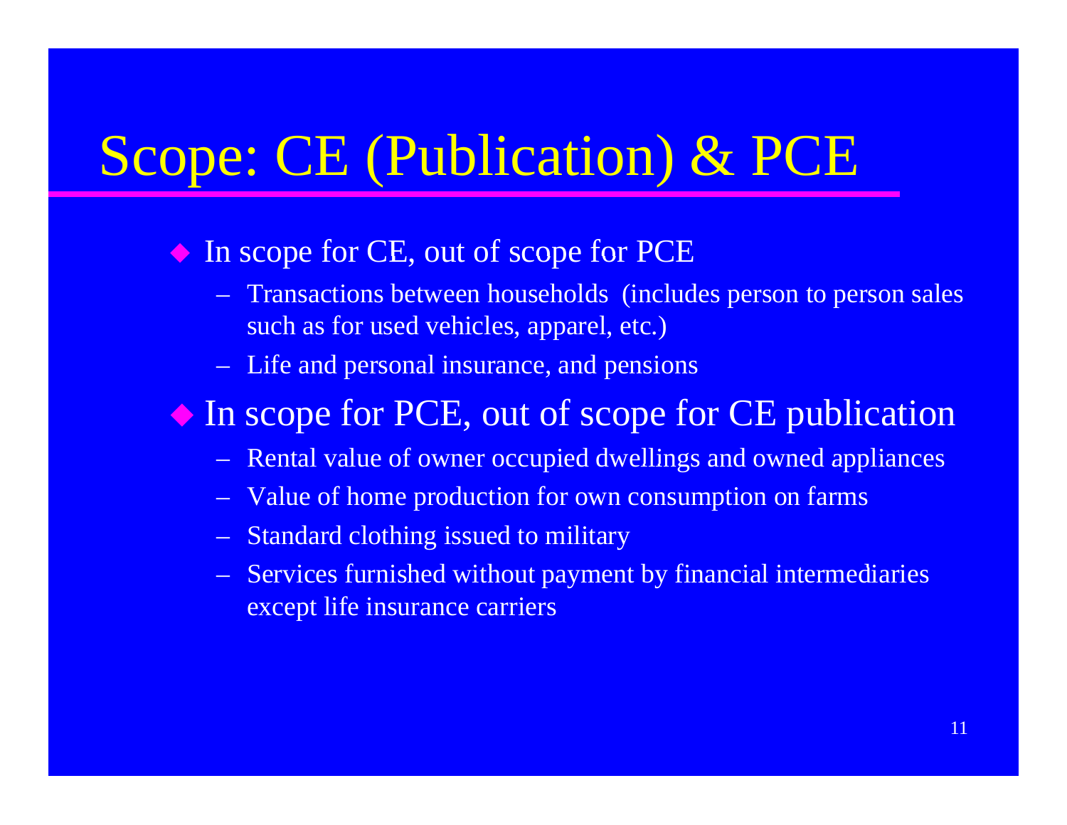# Scope: CE (Publication) & PCE

- In scope for CE, out of scope for PCE
  - Transactions between households (includes person to person sales such as for used vehicles, apparel, etc.)
  - Life and personal insurance, and pensions
- In scope for PCE, out of scope for CE publication
  - Rental value of owner occupied dwellings and owned appliances
  - Value of home production for own consumption on farms
  - Standard clothing issued to military
  - Services furnished without payment by financial intermediaries except life insurance carriers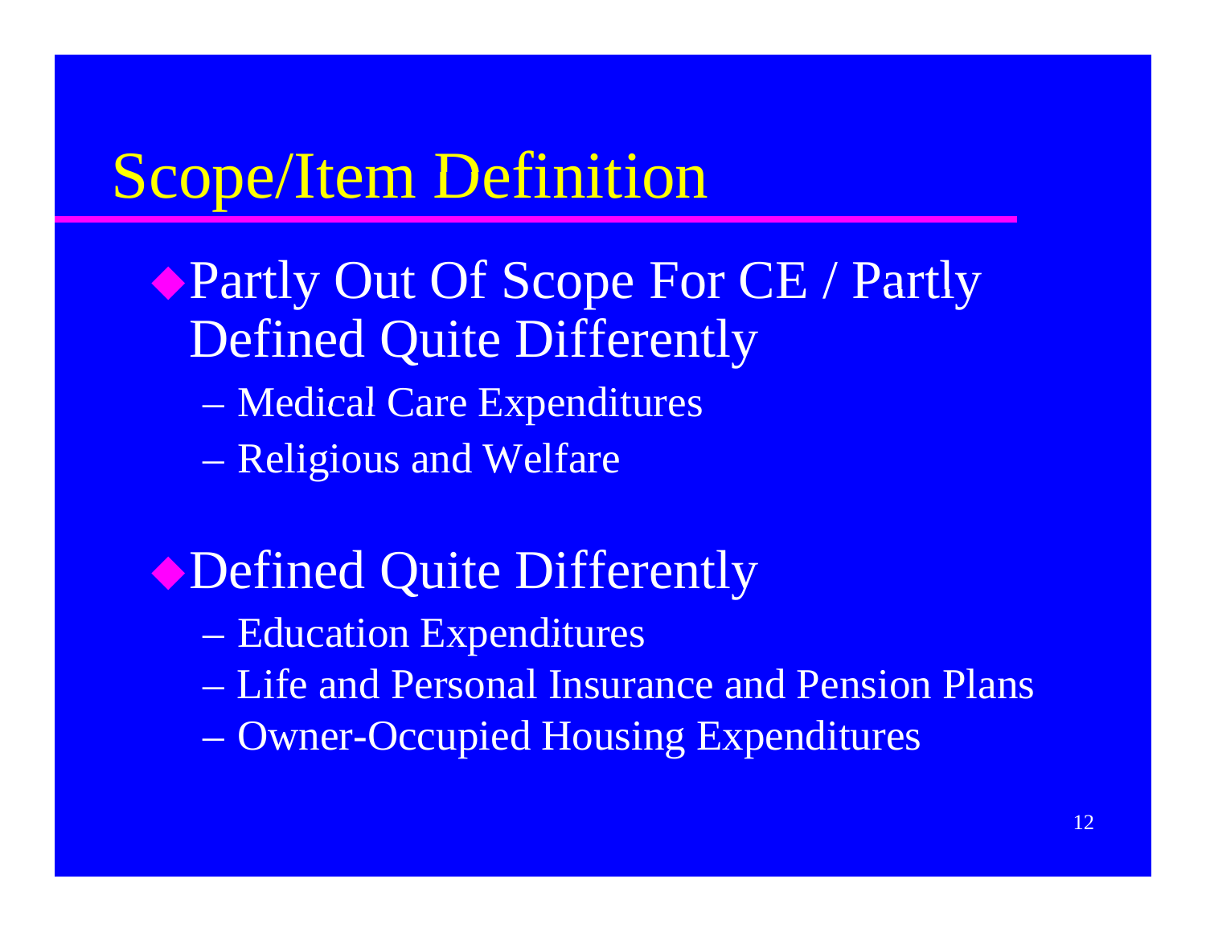# Scope/Item Definition

- Partly Out Of Scope For CE / Partly Defined Quite Differently
  - Medical Care Expenditures
  - Religious and Welfare
- Defined Quite Differently
  - Education Expenditures
  - Life and Personal Insurance and Pension Plans
  - Owner-Occupied Housing Expenditures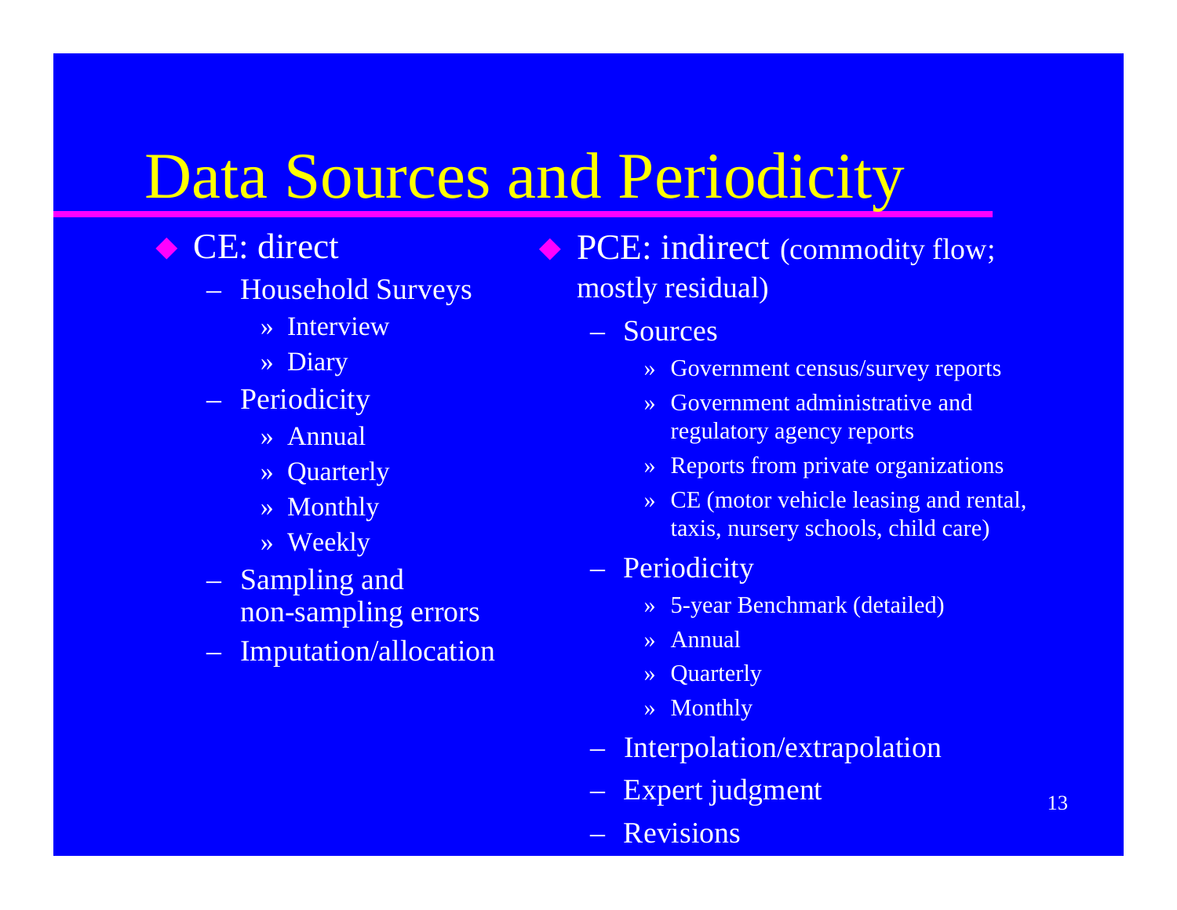# Data Sources and Periodicity

- CE: direct
  - Household Surveys
    - Interview
    - Diary
  - Periodicity
    - Annual
    - Quarterly
    - Monthly
    - Weekly
  - Sampling and non-sampling errors
  - Imputation/allocation

- PCE: indirect (commodity flow; mostly residual)
  - Sources
    - Government census/survey reports
    - Government administrative and regulatory agency reports
    - Reports from private organizations
    - CE (motor vehicle leasing and rental, taxis, nursery schools, child care)
  - Periodicity
    - 5-year Benchmark (detailed)
    - Annual
    - Quarterly
    - Monthly
  - Interpolation/extrapolation
  - Expert judgment
  - Revisions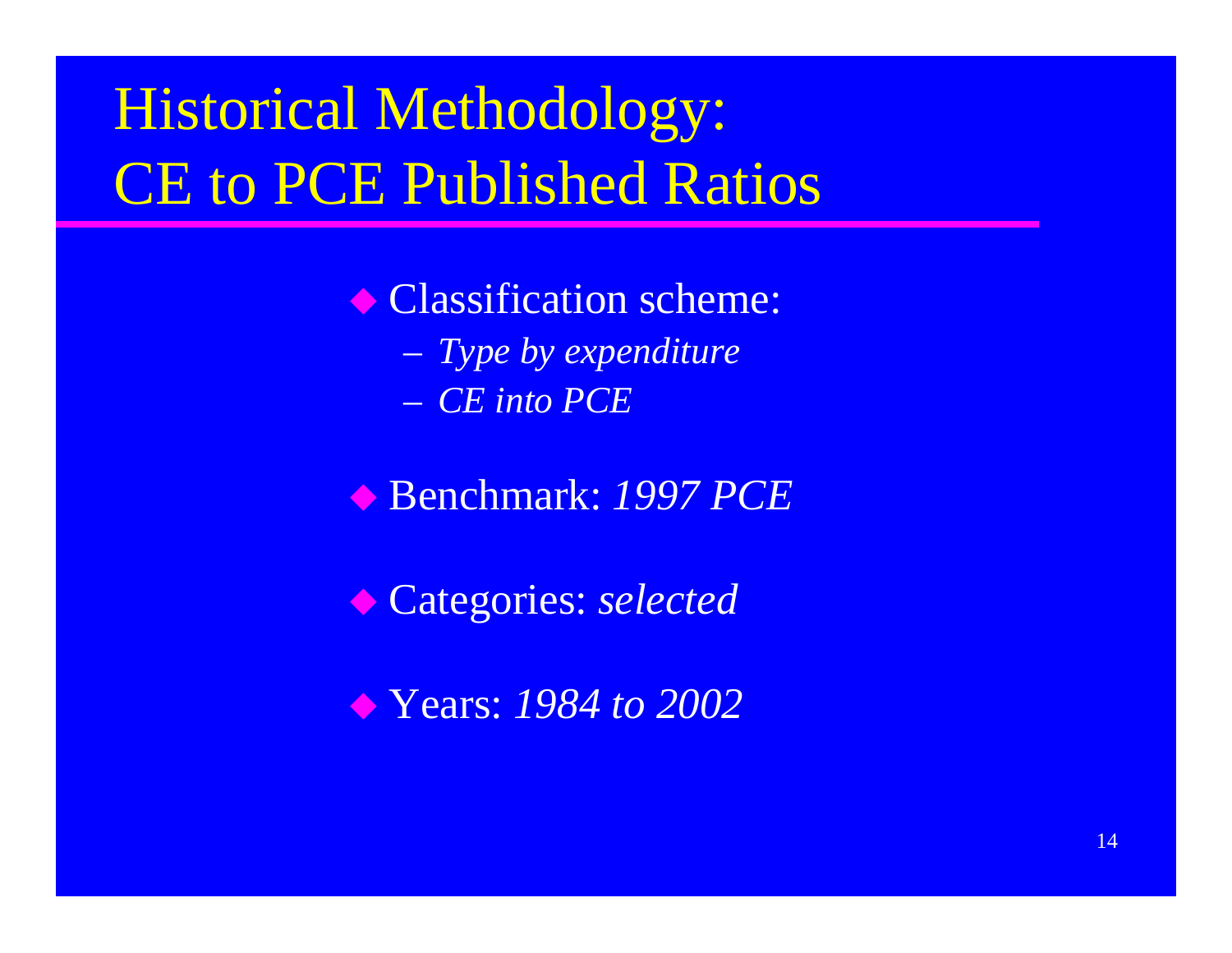# Historical Methodology: CE to PCE Published Ratios

- Classification scheme:
  - *Type by expenditure*
  - *CE into PCE*
- Benchmark: *1997 PCE*
- Categories: *selected*
- Years: *1984 to 2002*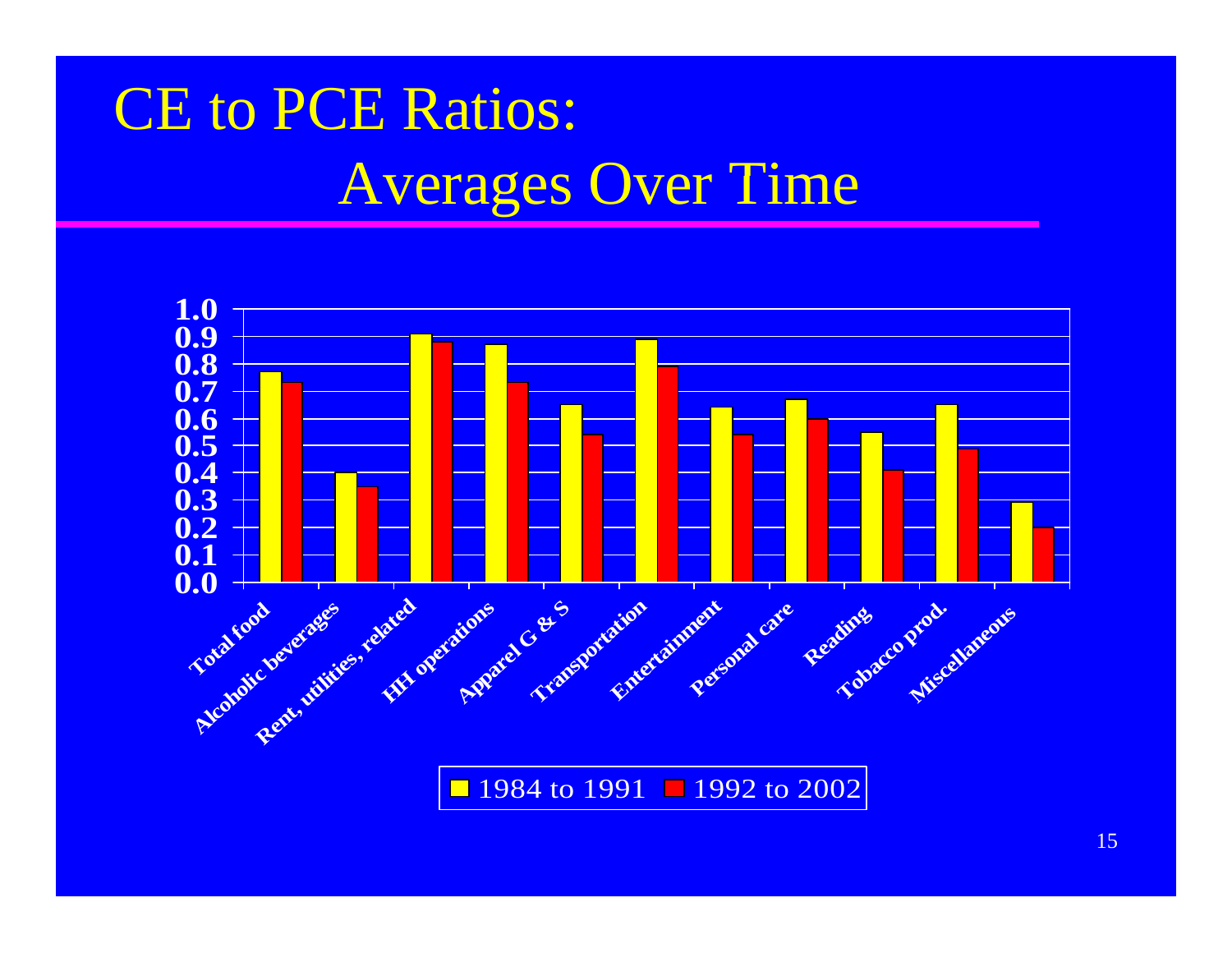# CE to PCE Ratios: Averages Over Time

| Category | 1984 to 1991 | 1992 to 2002 |
|---|---|---|
| Total food | 0.77 | 0.73 |
| Alcoholic beverages | 0.40 | 0.35 |
| Rent, utilities, related | 0.91 | 0.88 |
| HH operations | 0.87 | 0.73 |
| Apparel G & S | 0.65 | 0.54 |
| Transportation | 0.89 | 0.79 |
| Entertainment | 0.64 | 0.54 |
| Personal care | 0.67 | 0.60 |
| Reading | 0.55 | 0.41 |
| Tobacco prod. | 0.65 | 0.49 |
| Miscellaneous | 0.29 | 0.20 |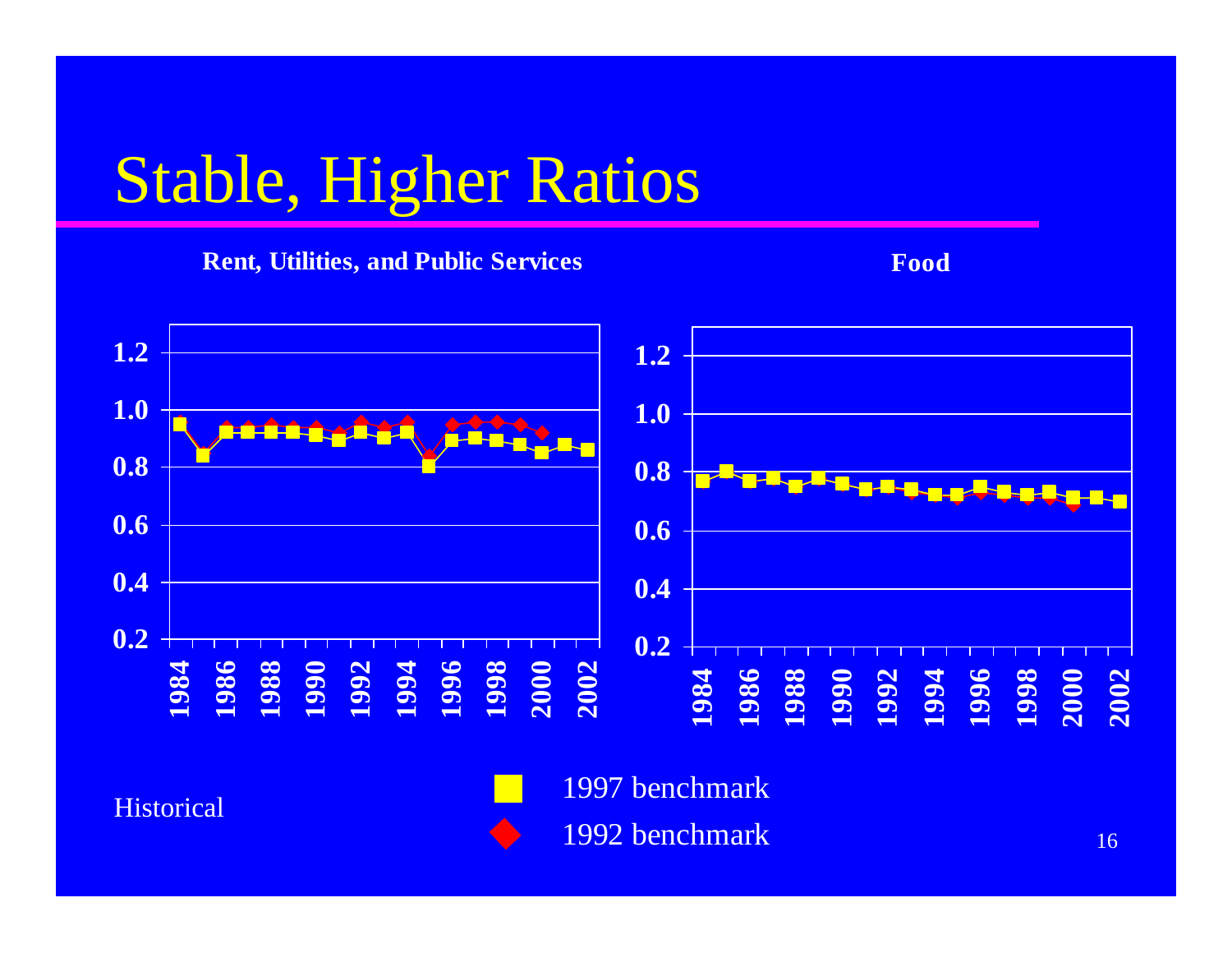# Stable, Higher Ratios

**Rent, Utilities, and Public Services**

**Food**

Historical

1997 benchmark

1992 benchmark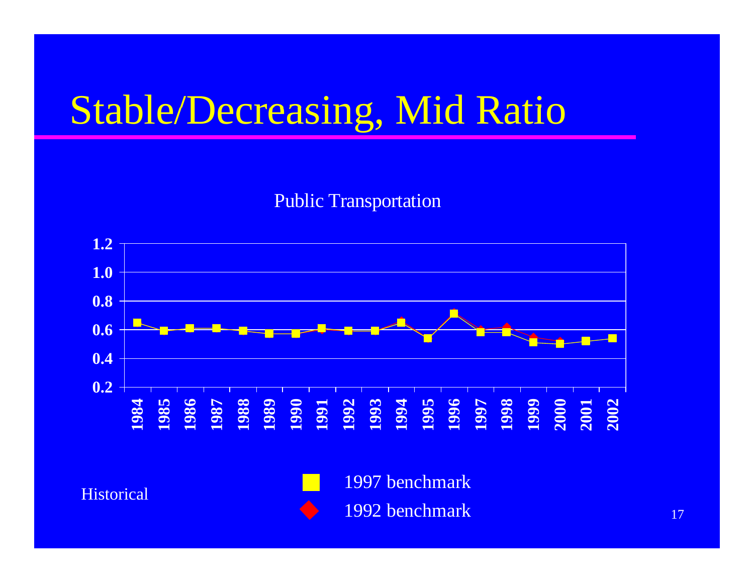# Stable/Decreasing, Mid Ratio

Public Transportation

Historical

- 1997 benchmark
- 1992 benchmark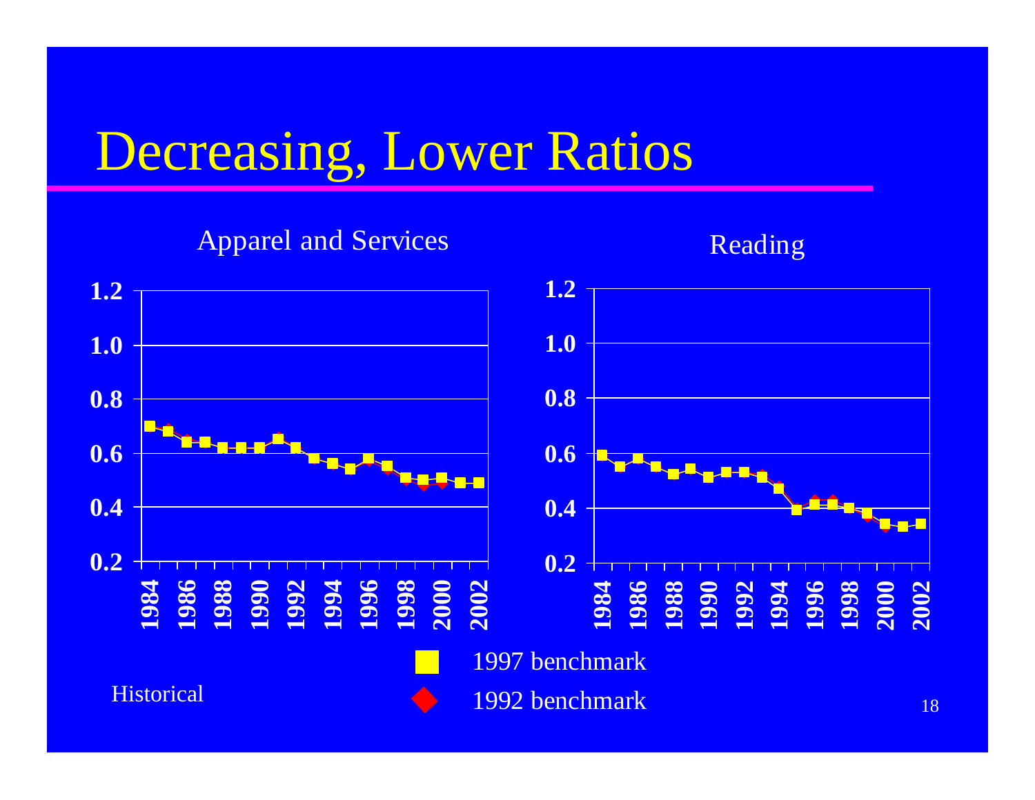# Decreasing, Lower Ratios

Apparel and Services

Reading

1997 benchmark

1992 benchmark

Historical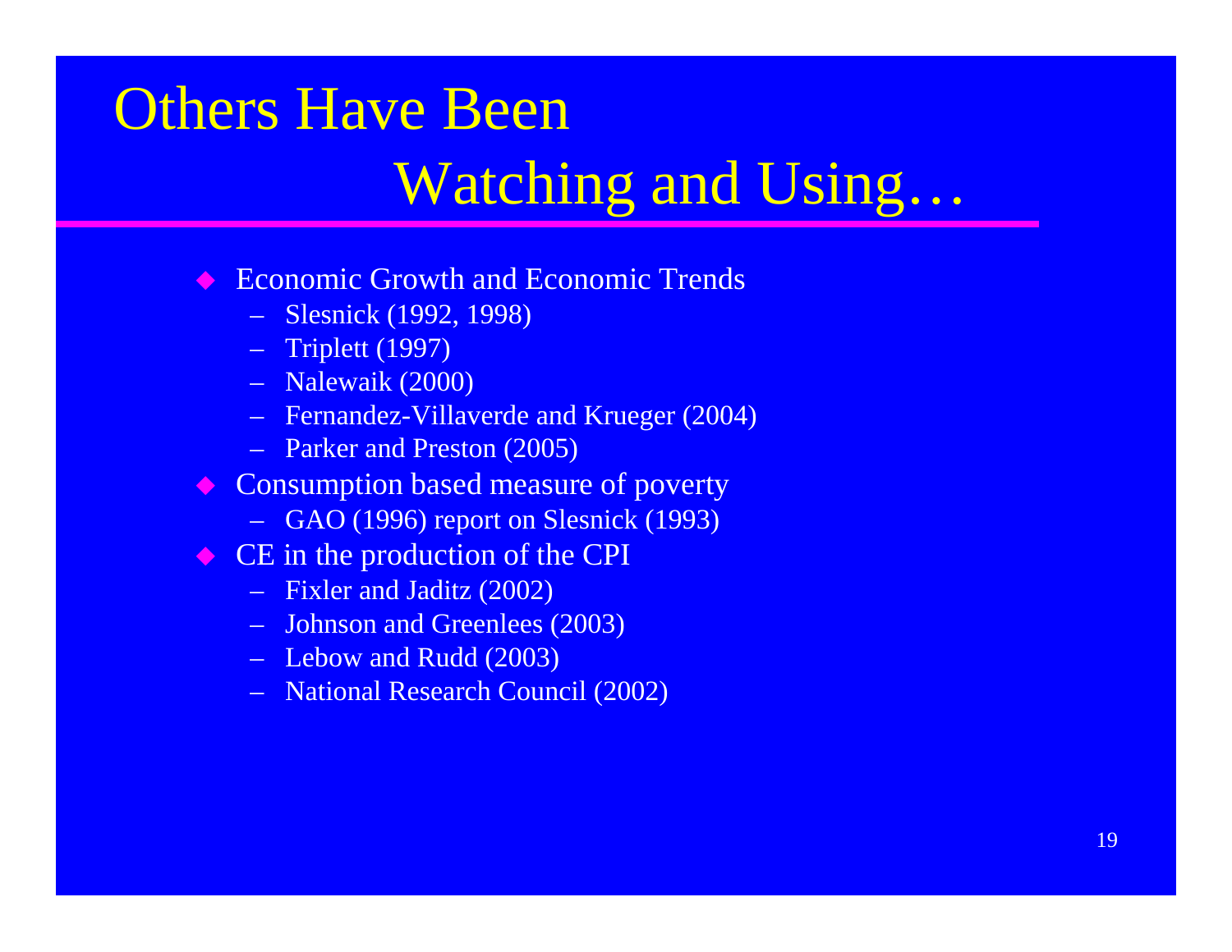# Others Have Been Watching and Using…

- Economic Growth and Economic Trends
  - Slesnick (1992, 1998)
  - Triplett (1997)
  - Nalewaik (2000)
  - Fernandez-Villaverde and Krueger (2004)
  - Parker and Preston (2005)
- Consumption based measure of poverty
  - GAO (1996) report on Slesnick (1993)
- CE in the production of the CPI
  - Fixler and Jaditz (2002)
  - Johnson and Greenlees (2003)
  - Lebow and Rudd (2003)
  - National Research Council (2002)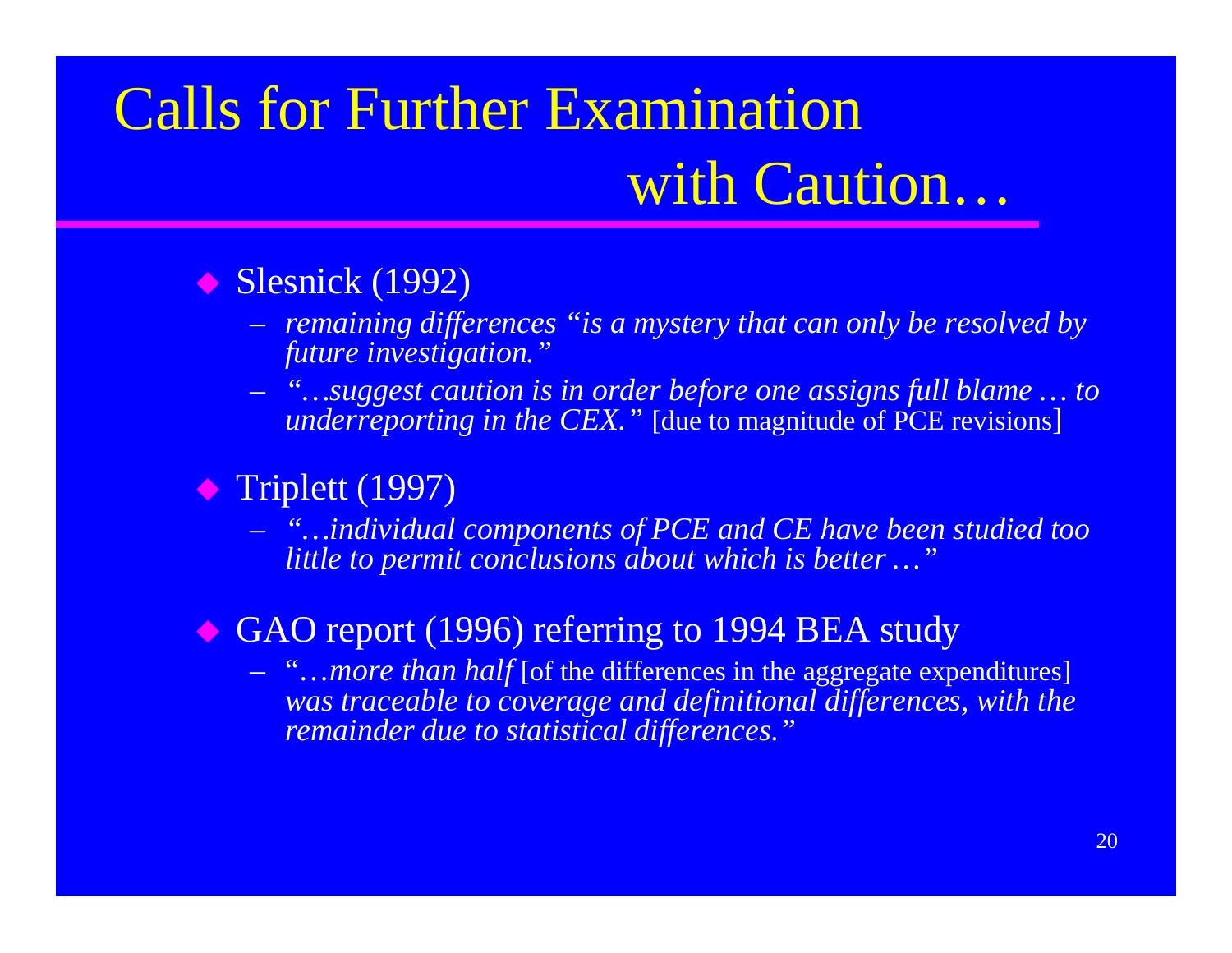# Calls for Further Examination with Caution…

- Slesnick (1992)
  - *remaining differences "is a mystery that can only be resolved by future investigation."*
  - *"…suggest caution is in order before one assigns full blame … to underreporting in the CEX."* [due to magnitude of PCE revisions]
- Triplett (1997)
  - *"…individual components of PCE and CE have been studied too little to permit conclusions about which is better …"*
- GAO report (1996) referring to 1994 BEA study
  - "…*more than half* [of the differences in the aggregate expenditures] *was traceable to coverage and definitional differences, with the remainder due to statistical differences."*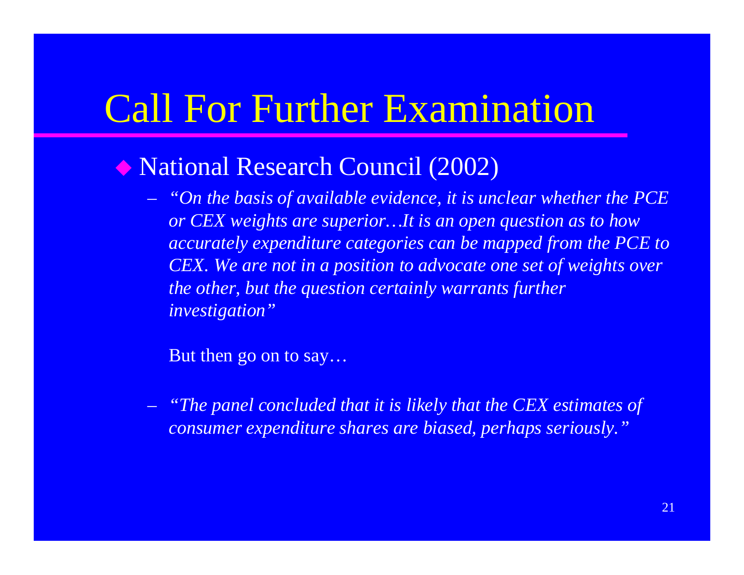# Call For Further Examination

- National Research Council (2002)
  - *"On the basis of available evidence, it is unclear whether the PCE or CEX weights are superior…It is an open question as to how accurately expenditure categories can be mapped from the PCE to CEX. We are not in a position to advocate one set of weights over the other, but the question certainly warrants further investigation"*

    But then go on to say…

  - *"The panel concluded that it is likely that the CEX estimates of consumer expenditure shares are biased, perhaps seriously."*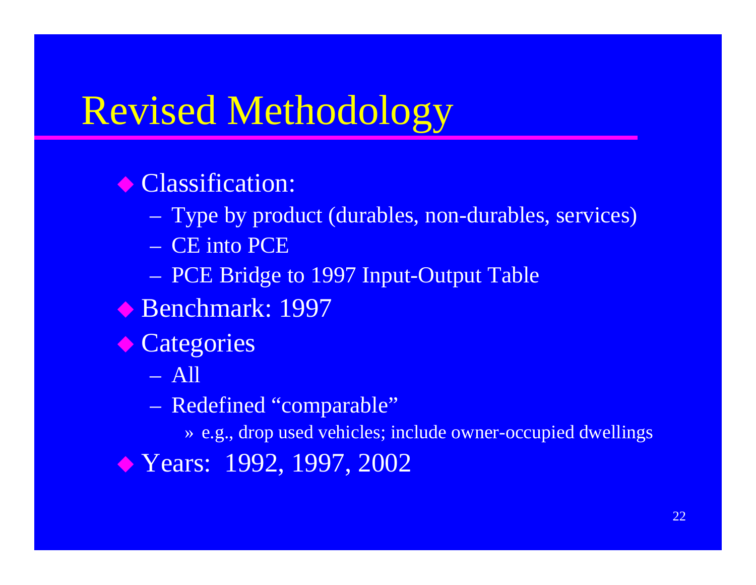# Revised Methodology

- Classification:
  - Type by product (durables, non-durables, services)
  - CE into PCE
  - PCE Bridge to 1997 Input-Output Table
- Benchmark: 1997
- Categories
  - All
  - Redefined "comparable"
    - » e.g., drop used vehicles; include owner-occupied dwellings
- Years: 1992, 1997, 2002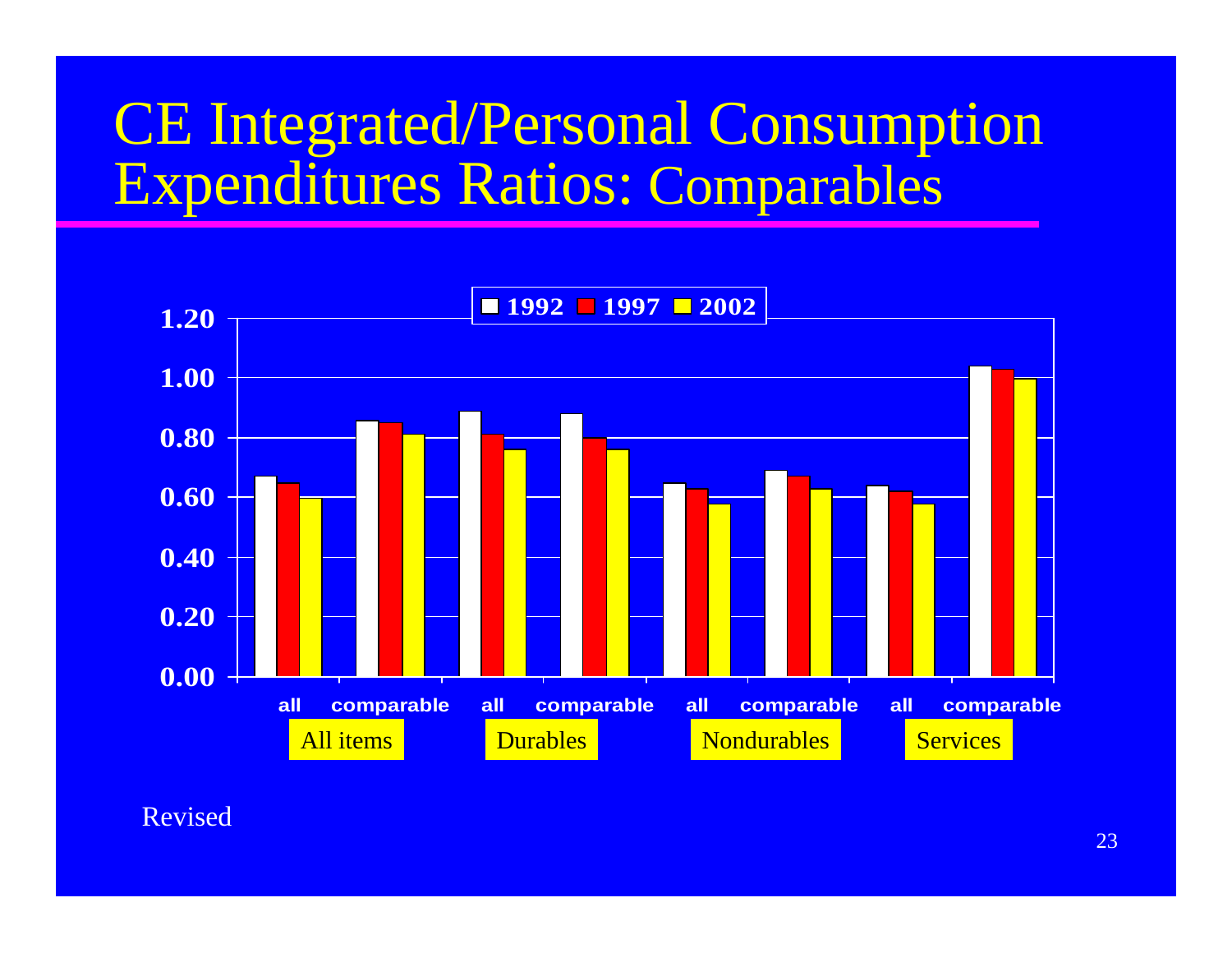# CE Integrated/Personal Consumption Expenditures Ratios: Comparables

| | | 1992 | 1997 | 2002 |
|---|---|---|---|---|
| All items | all | 0.67 | 0.65 | 0.60 |
| | comparable | 0.86 | 0.85 | 0.81 |
| Durables | all | 0.89 | 0.81 | 0.76 |
| | comparable | 0.88 | 0.80 | 0.76 |
| Nondurables | all | 0.65 | 0.63 | 0.58 |
| | comparable | 0.69 | 0.67 | 0.63 |
| Services | all | 0.64 | 0.62 | 0.58 |
| | comparable | 1.04 | 1.03 | 1.00 |

Revised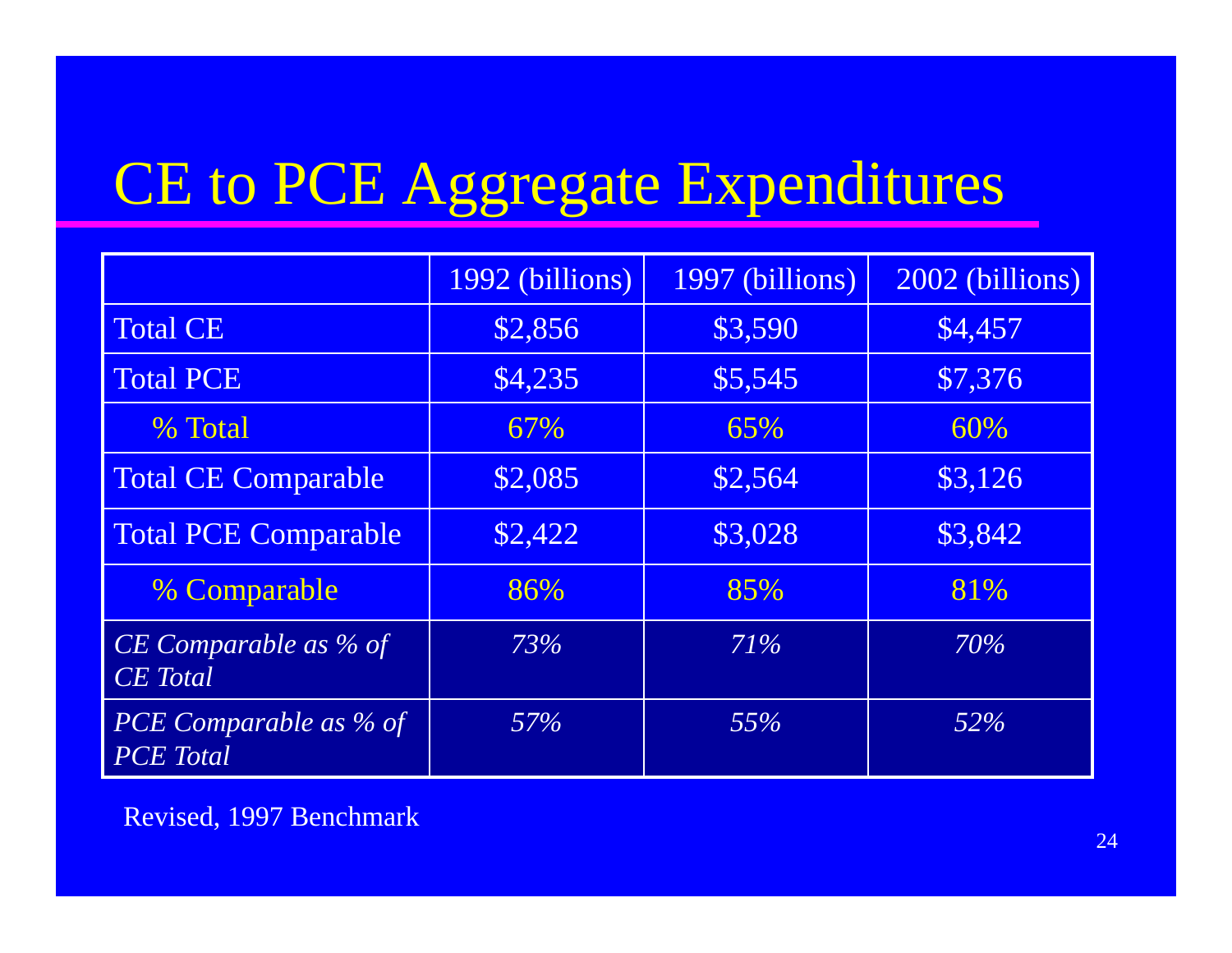# CE to PCE Aggregate Expenditures

| | 1992 (billions) | 1997 (billions) | 2002 (billions) |
|---|---|---|---|
| Total CE | $2,856 | $3,590 | $4,457 |
| Total PCE | $4,235 | $5,545 | $7,376 |
| % Total | 67% | 65% | 60% |
| Total CE Comparable | $2,085 | $2,564 | $3,126 |
| Total PCE Comparable | $2,422 | $3,028 | $3,842 |
| % Comparable | 86% | 85% | 81% |
| *CE Comparable as % of CE Total* | *73%* | *71%* | *70%* |
| *PCE Comparable as % of PCE Total* | *57%* | *55%* | *52%* |

Revised, 1997 Benchmark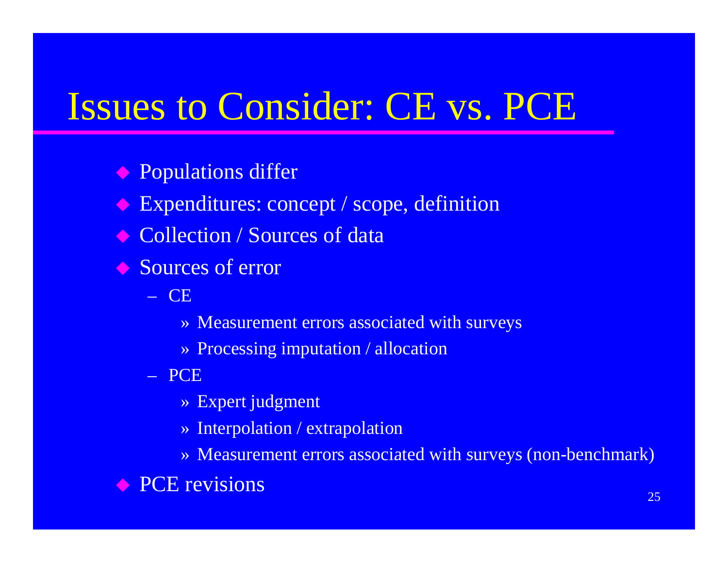# Issues to Consider: CE vs. PCE

- Populations differ
- Expenditures: concept / scope, definition
- Collection / Sources of data
- Sources of error
  - CE
    - Measurement errors associated with surveys
    - Processing imputation / allocation
  - PCE
    - Expert judgment
    - Interpolation / extrapolation
    - Measurement errors associated with surveys (non-benchmark)
- PCE revisions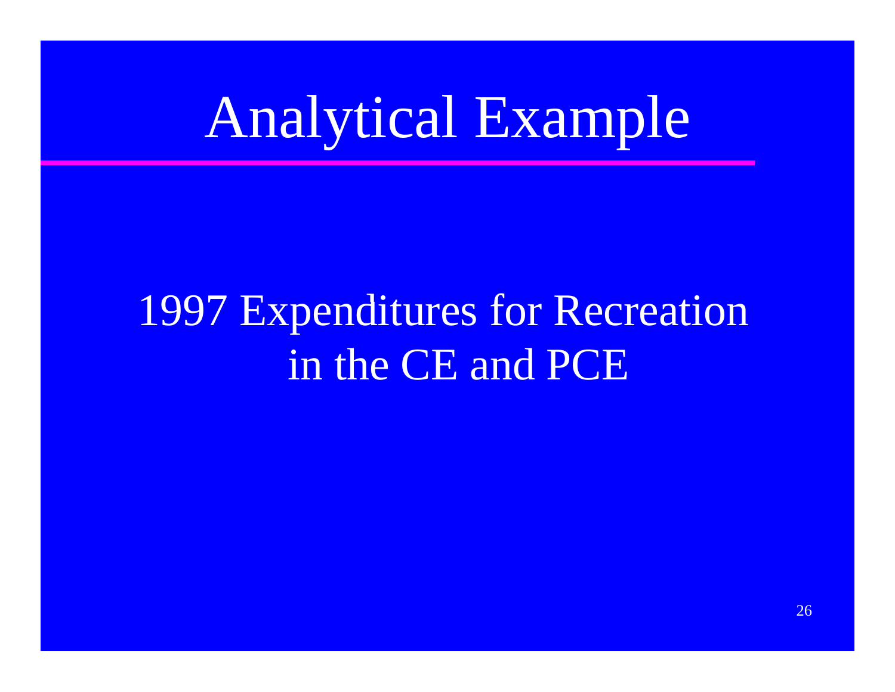# Analytical Example

1997 Expenditures for Recreation in the CE and PCE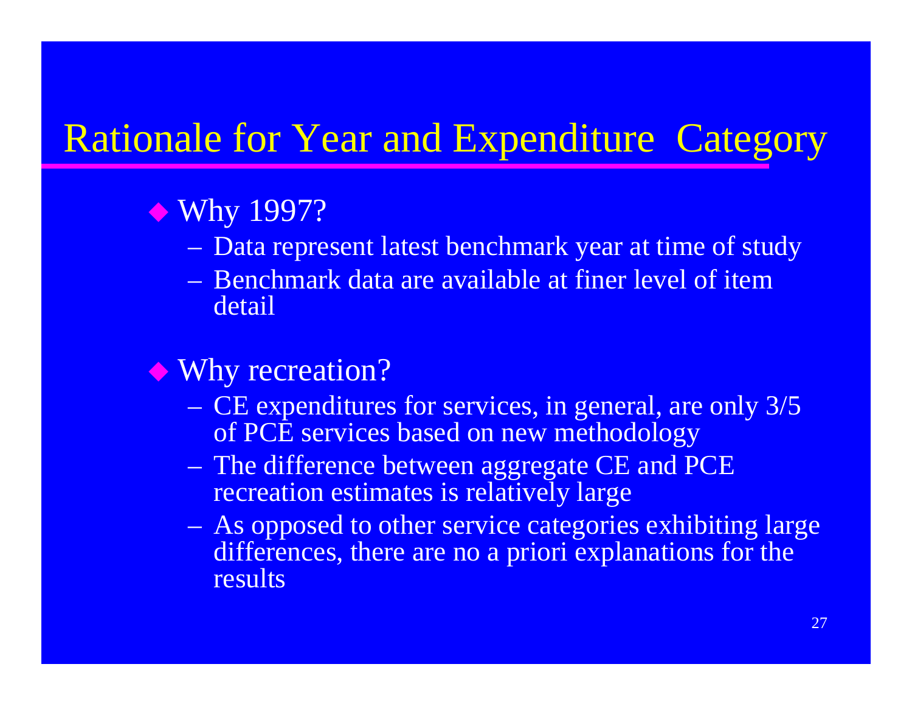# Rationale for Year and Expenditure Category

- Why 1997?
  - Data represent latest benchmark year at time of study
  - Benchmark data are available at finer level of item detail

- Why recreation?
  - CE expenditures for services, in general, are only 3/5 of PCE services based on new methodology
  - The difference between aggregate CE and PCE recreation estimates is relatively large
  - As opposed to other service categories exhibiting large differences, there are no a priori explanations for the results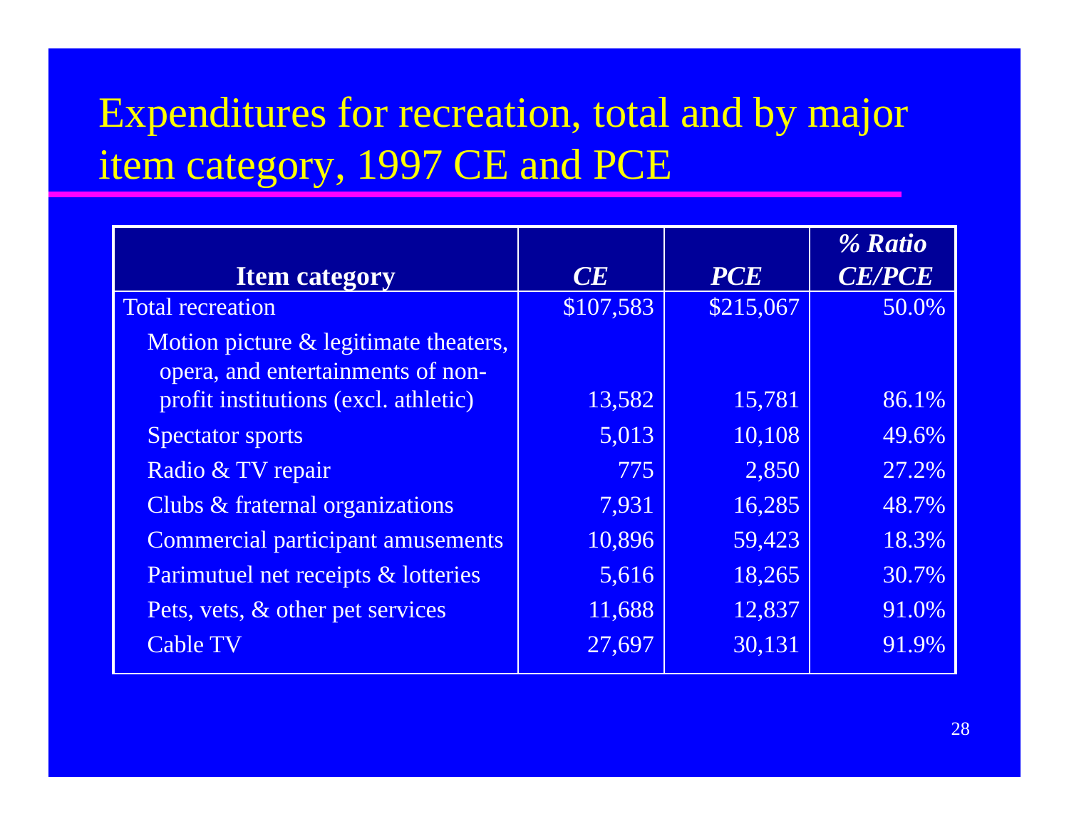# Expenditures for recreation, total and by major item category, 1997 CE and PCE

| **Item category** | ***CE*** | ***PCE*** | ***% Ratio CE/PCE*** |
|---|---|---|---|
| Total recreation | \$107,583 | \$215,067 | 50.0% |
| Motion picture & legitimate theaters, opera, and entertainments of non-profit institutions (excl. athletic) | 13,582 | 15,781 | 86.1% |
| Spectator sports | 5,013 | 10,108 | 49.6% |
| Radio & TV repair | 775 | 2,850 | 27.2% |
| Clubs & fraternal organizations | 7,931 | 16,285 | 48.7% |
| Commercial participant amusements | 10,896 | 59,423 | 18.3% |
| Parimutuel net receipts & lotteries | 5,616 | 18,265 | 30.7% |
| Pets, vets, & other pet services | 11,688 | 12,837 | 91.0% |
| Cable TV | 27,697 | 30,131 | 91.9% |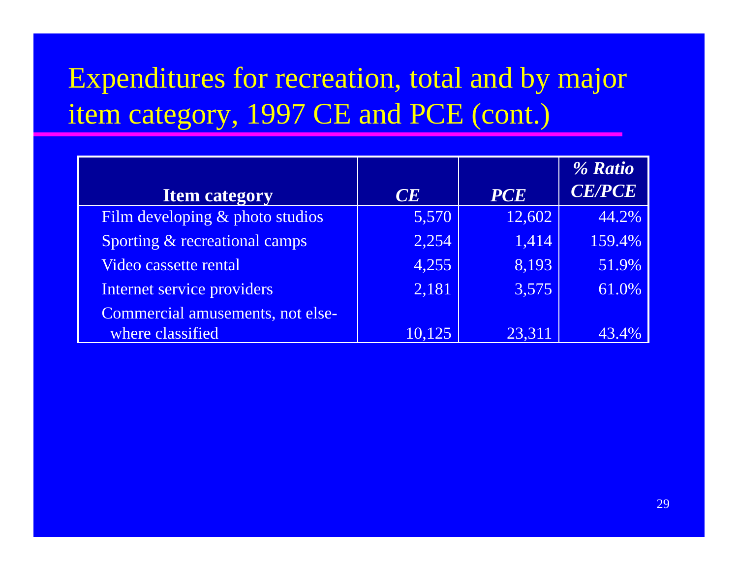# Expenditures for recreation, total and by major item category, 1997 CE and PCE (cont.)

| Item category | *CE* | *PCE* | *% Ratio CE/PCE* |
|---|---|---|---|
| Film developing & photo studios | 5,570 | 12,602 | 44.2% |
| Sporting & recreational camps | 2,254 | 1,414 | 159.4% |
| Video cassette rental | 4,255 | 8,193 | 51.9% |
| Internet service providers | 2,181 | 3,575 | 61.0% |
| Commercial amusements, not elsewhere classified | 10,125 | 23,311 | 43.4% |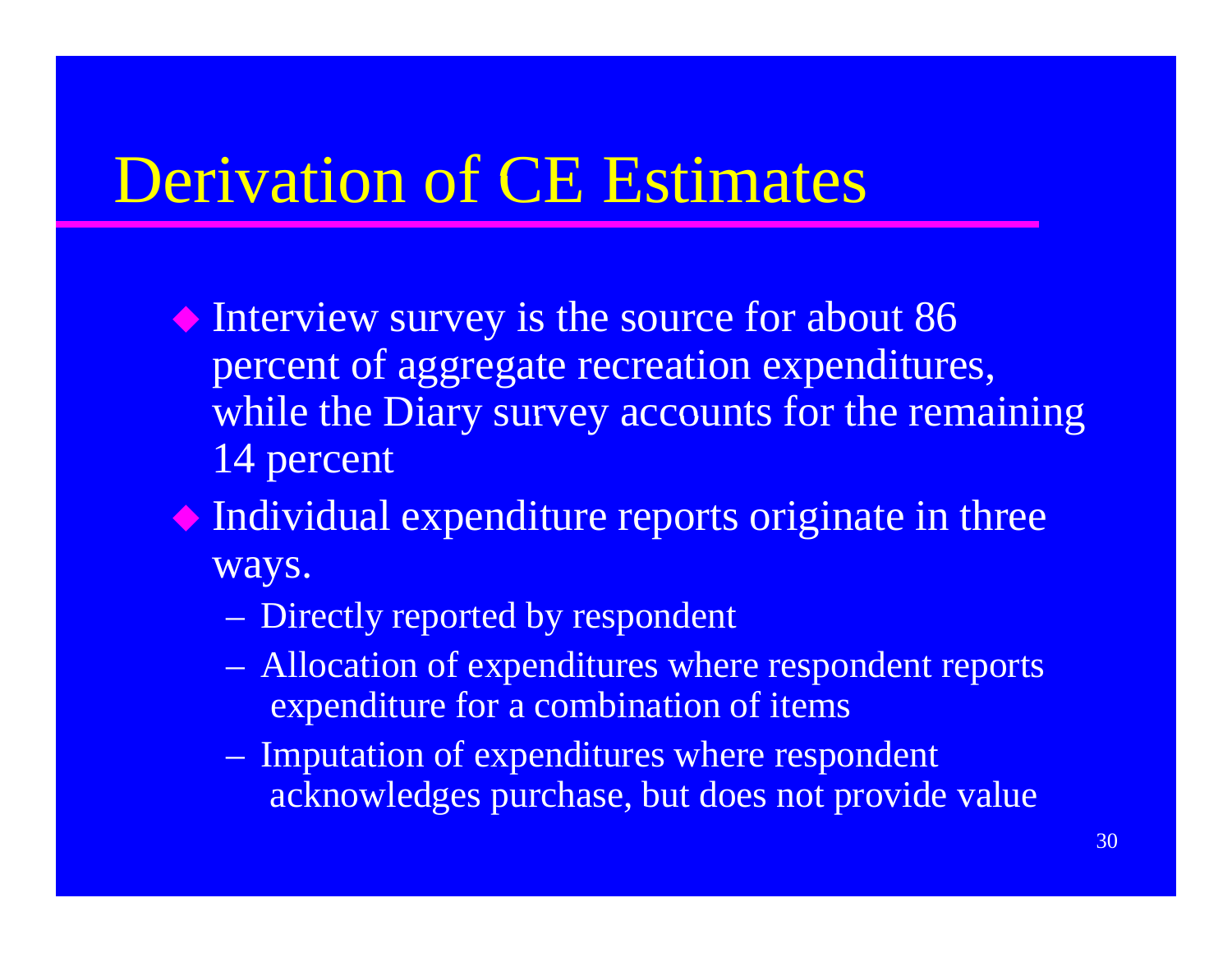# Derivation of CE Estimates

- Interview survey is the source for about 86 percent of aggregate recreation expenditures, while the Diary survey accounts for the remaining 14 percent
- Individual expenditure reports originate in three ways.
  - Directly reported by respondent
  - Allocation of expenditures where respondent reports expenditure for a combination of items
  - Imputation of expenditures where respondent acknowledges purchase, but does not provide value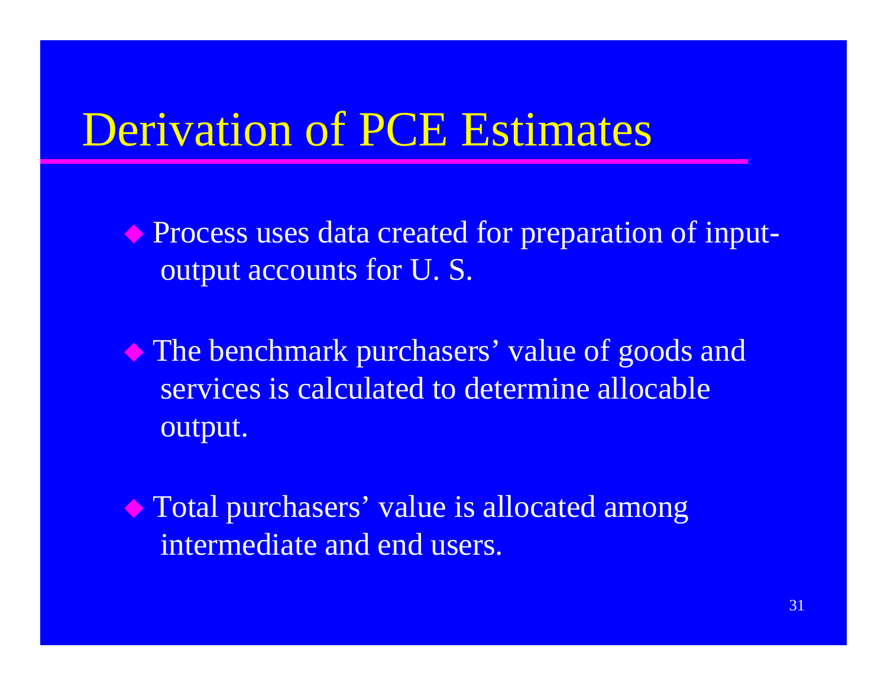# Derivation of PCE Estimates

- Process uses data created for preparation of input-output accounts for U. S.

- The benchmark purchasers’ value of goods and services is calculated to determine allocable output.

- Total purchasers’ value is allocated among intermediate and end users.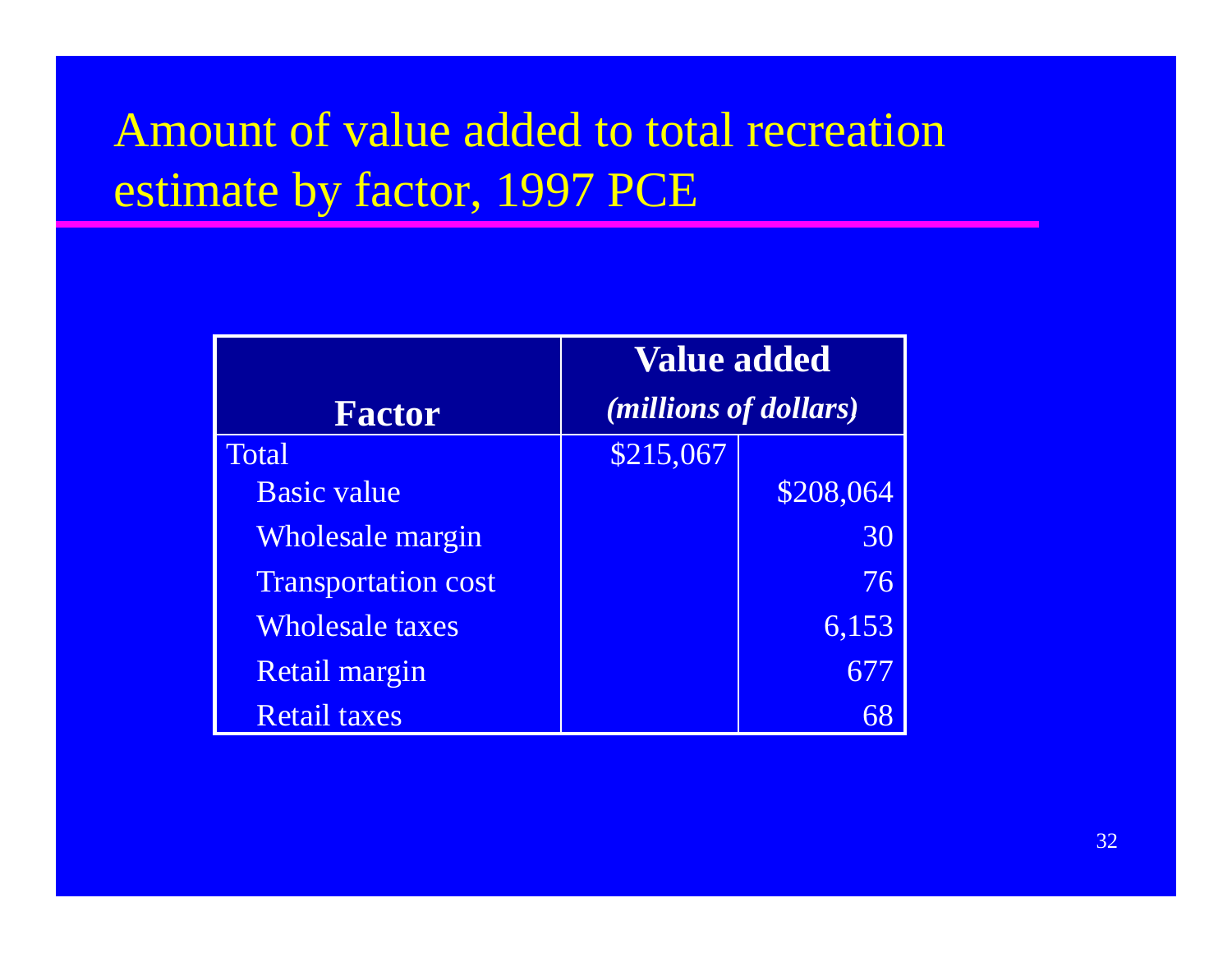# Amount of value added to total recreation estimate by factor, 1997 PCE

| Factor | Value added *(millions of dollars)* | |
|---|---|---|
| Total | $215,067 | |
| Basic value | | $208,064 |
| Wholesale margin | | 30 |
| Transportation cost | | 76 |
| Wholesale taxes | | 6,153 |
| Retail margin | | 677 |
| Retail taxes | | 68 |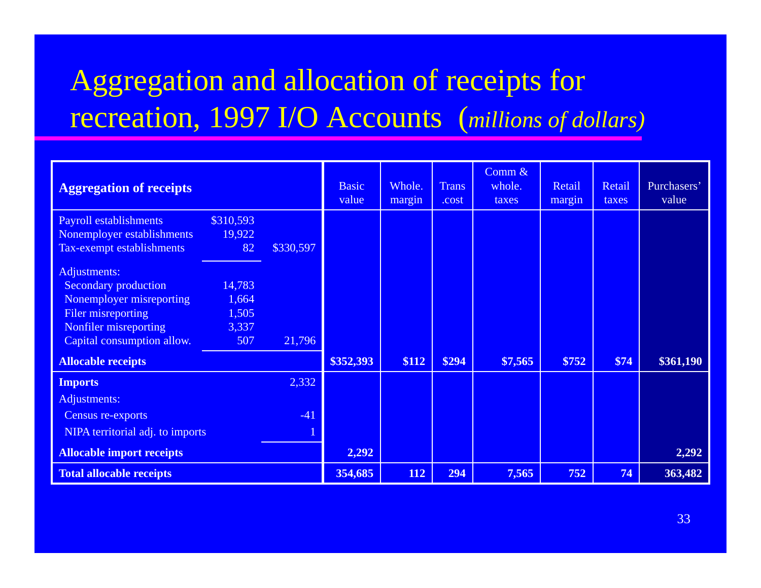# Aggregation and allocation of receipts for recreation, 1997 I/O Accounts (*millions of dollars)*

| Aggregation of receipts | | | Basic value | Whole. margin | Trans .cost | Comm & whole. taxes | Retail margin | Retail taxes | Purchasers' value |
|---|---|---|---|---|---|---|---|---|---|
| Payroll establishments | $310,593 | | | | | | | | |
| Nonemployer establishments | 19,922 | | | | | | | | |
| Tax-exempt establishments | 82 | $330,597 | | | | | | | |
| Adjustments: | | | | | | | | | |
| Secondary production | 14,783 | | | | | | | | |
| Nonemployer misreporting | 1,664 | | | | | | | | |
| Filer misreporting | 1,505 | | | | | | | | |
| Nonfiler misreporting | 3,337 | | | | | | | | |
| Capital consumption allow. | 507 | 21,796 | | | | | | | |
| **Allocable receipts** | | | **$352,393** | **$112** | **$294** | **$7,565** | **$752** | **$74** | **$361,190** |
| **Imports** | | 2,332 | | | | | | | |
| Adjustments: | | | | | | | | | |
| Census re-exports | | -41 | | | | | | | |
| NIPA territorial adj. to imports | | 1 | | | | | | | |
| **Allocable import receipts** | | | **2,292** | | | | | | **2,292** |
| **Total allocable receipts** | | | **354,685** | **112** | **294** | **7,565** | **752** | **74** | **363,482** |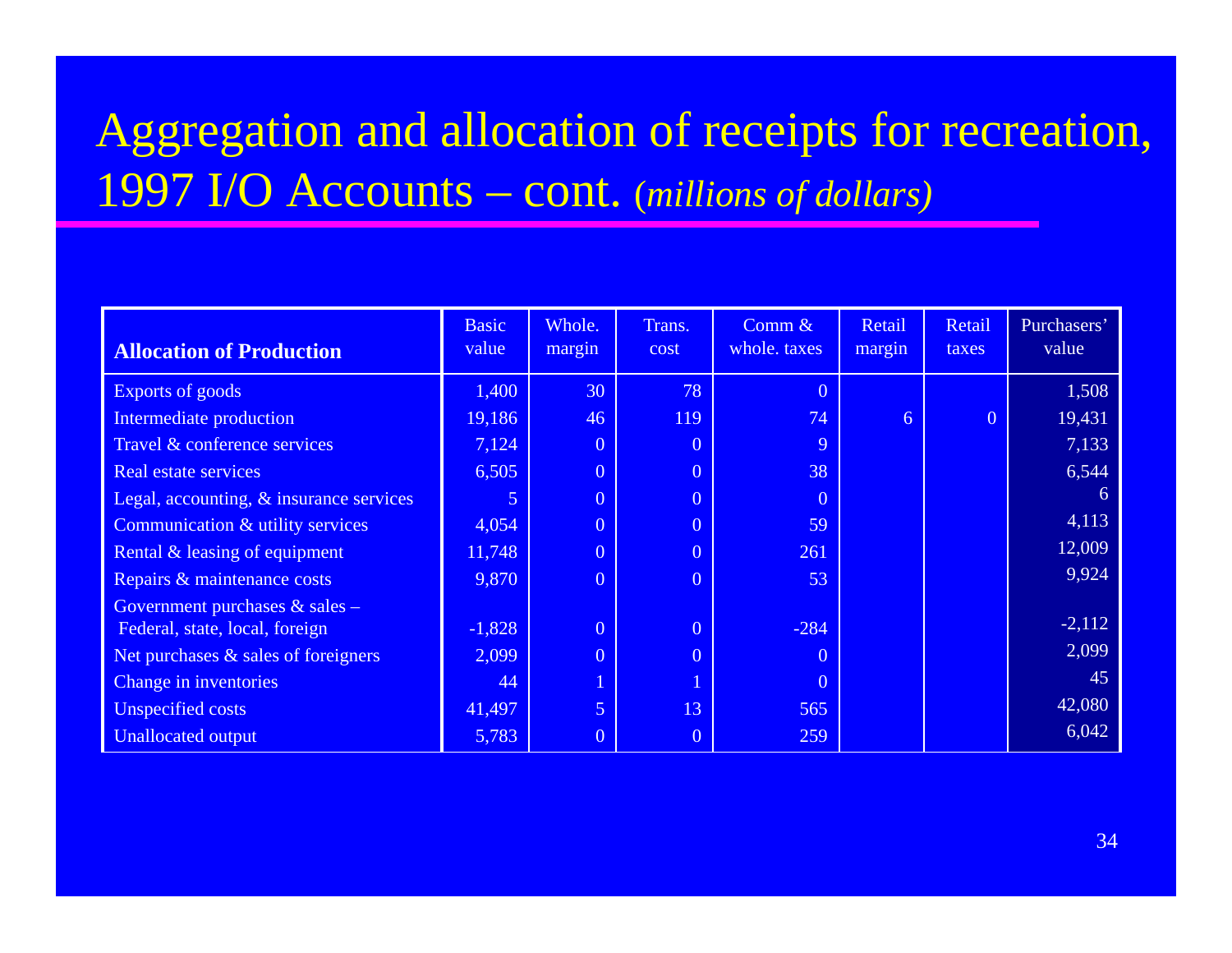# Aggregation and allocation of receipts for recreation, 1997 I/O Accounts – cont. *(millions of dollars)*

| **Allocation of Production** | Basic value | Whole. margin | Trans. cost | Comm & whole. taxes | Retail margin | Retail taxes | Purchasers' value |
|---|---|---|---|---|---|---|---|
| Exports of goods | 1,400 | 30 | 78 | 0 | | | 1,508 |
| Intermediate production | 19,186 | 46 | 119 | 74 | 6 | 0 | 19,431 |
| Travel & conference services | 7,124 | 0 | 0 | 9 | | | 7,133 |
| Real estate services | 6,505 | 0 | 0 | 38 | | | 6,544 |
| Legal, accounting, & insurance services | 5 | 0 | 0 | 0 | | | 6 |
| Communication & utility services | 4,054 | 0 | 0 | 59 | | | 4,113 |
| Rental & leasing of equipment | 11,748 | 0 | 0 | 261 | | | 12,009 |
| Repairs & maintenance costs | 9,870 | 0 | 0 | 53 | | | 9,924 |
| Government purchases & sales – Federal, state, local, foreign | -1,828 | 0 | 0 | -284 | | | -2,112 |
| Net purchases & sales of foreigners | 2,099 | 0 | 0 | 0 | | | 2,099 |
| Change in inventories | 44 | 1 | 1 | 0 | | | 45 |
| Unspecified costs | 41,497 | 5 | 13 | 565 | | | 42,080 |
| Unallocated output | 5,783 | 0 | 0 | 259 | | | 6,042 |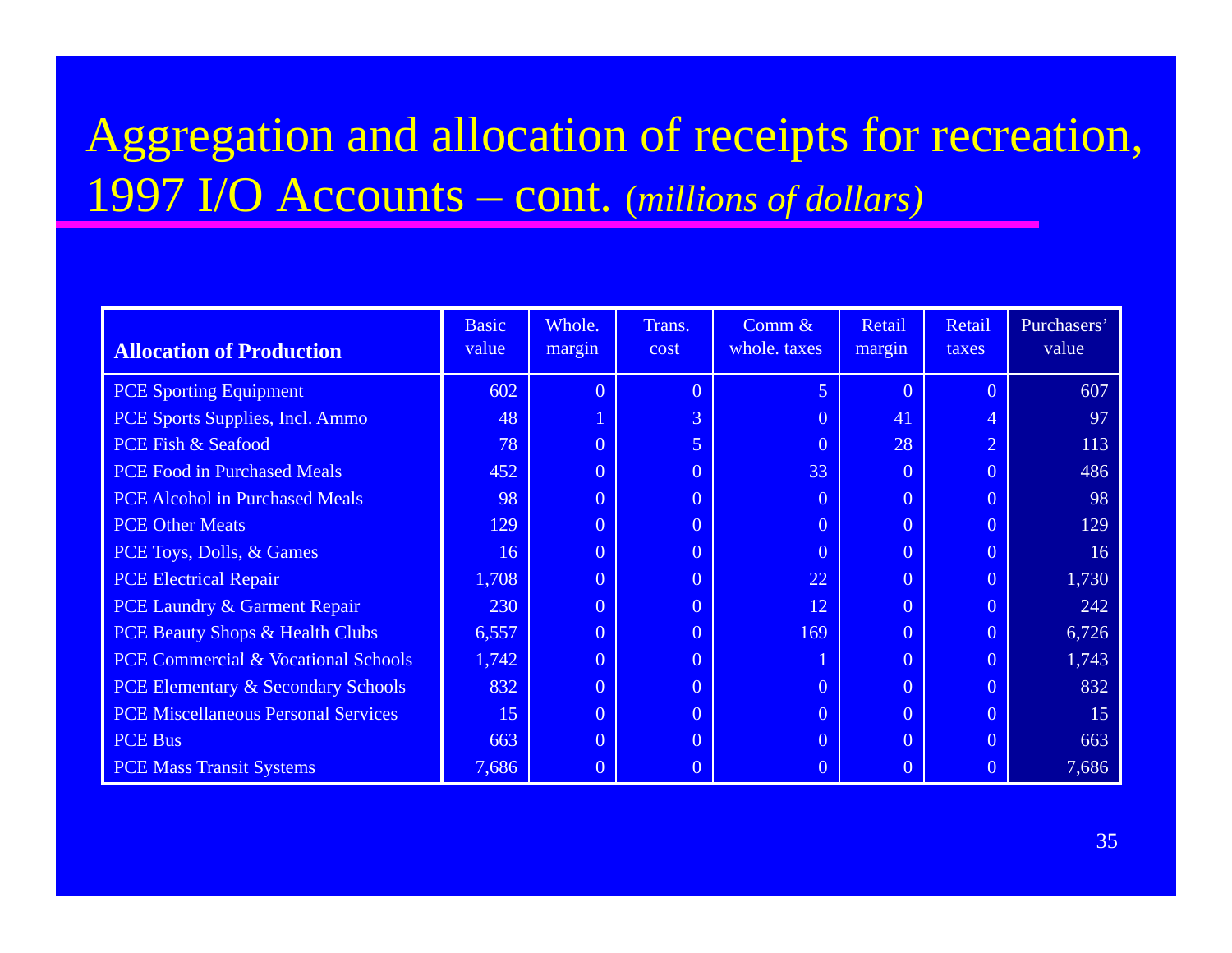# Aggregation and allocation of receipts for recreation, 1997 I/O Accounts – cont. *(millions of dollars)*

| **Allocation of Production** | Basic value | Whole. margin | Trans. cost | Comm & whole. taxes | Retail margin | Retail taxes | Purchasers' value |
|---|---|---|---|---|---|---|---|
| PCE Sporting Equipment | 602 | 0 | 0 | 5 | 0 | 0 | 607 |
| PCE Sports Supplies, Incl. Ammo | 48 | 1 | 3 | 0 | 41 | 4 | 97 |
| PCE Fish & Seafood | 78 | 0 | 5 | 0 | 28 | 2 | 113 |
| PCE Food in Purchased Meals | 452 | 0 | 0 | 33 | 0 | 0 | 486 |
| PCE Alcohol in Purchased Meals | 98 | 0 | 0 | 0 | 0 | 0 | 98 |
| PCE Other Meats | 129 | 0 | 0 | 0 | 0 | 0 | 129 |
| PCE Toys, Dolls, & Games | 16 | 0 | 0 | 0 | 0 | 0 | 16 |
| PCE Electrical Repair | 1,708 | 0 | 0 | 22 | 0 | 0 | 1,730 |
| PCE Laundry & Garment Repair | 230 | 0 | 0 | 12 | 0 | 0 | 242 |
| PCE Beauty Shops & Health Clubs | 6,557 | 0 | 0 | 169 | 0 | 0 | 6,726 |
| PCE Commercial & Vocational Schools | 1,742 | 0 | 0 | 1 | 0 | 0 | 1,743 |
| PCE Elementary & Secondary Schools | 832 | 0 | 0 | 0 | 0 | 0 | 832 |
| PCE Miscellaneous Personal Services | 15 | 0 | 0 | 0 | 0 | 0 | 15 |
| PCE Bus | 663 | 0 | 0 | 0 | 0 | 0 | 663 |
| PCE Mass Transit Systems | 7,686 | 0 | 0 | 0 | 0 | 0 | 7,686 |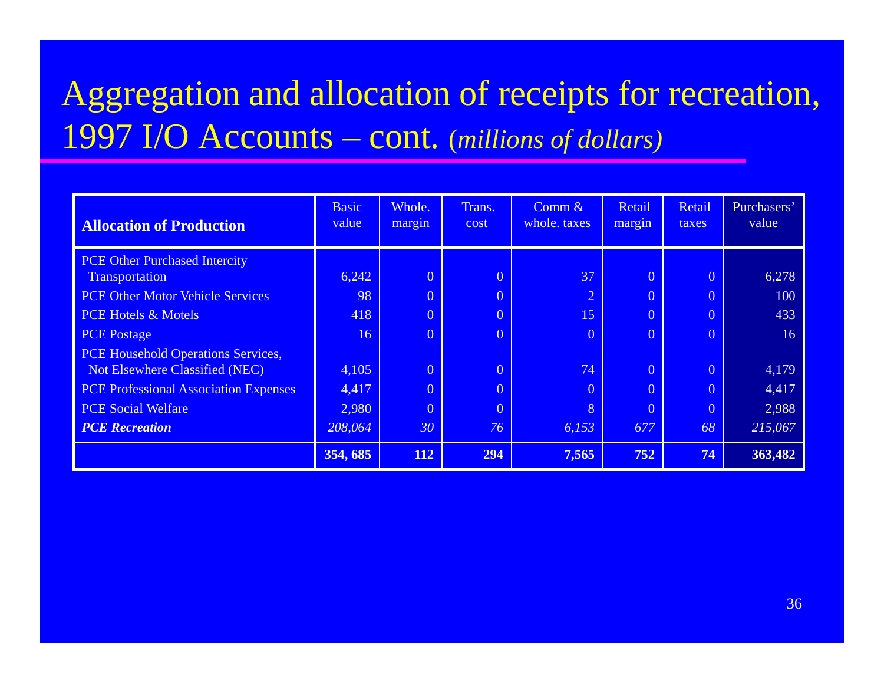# Aggregation and allocation of receipts for recreation, 1997 I/O Accounts – cont. *(millions of dollars)*

| **Allocation of Production** | Basic value | Whole. margin | Trans. cost | Comm & whole. taxes | Retail margin | Retail taxes | Purchasers' value |
|---|---|---|---|---|---|---|---|
| PCE Other Purchased Intercity Transportation | 6,242 | 0 | 0 | 37 | 0 | 0 | 6,278 |
| PCE Other Motor Vehicle Services | 98 | 0 | 0 | 2 | 0 | 0 | 100 |
| PCE Hotels & Motels | 418 | 0 | 0 | 15 | 0 | 0 | 433 |
| PCE Postage | 16 | 0 | 0 | 0 | 0 | 0 | 16 |
| PCE Household Operations Services, Not Elsewhere Classified (NEC) | 4,105 | 0 | 0 | 74 | 0 | 0 | 4,179 |
| PCE Professional Association Expenses | 4,417 | 0 | 0 | 0 | 0 | 0 | 4,417 |
| PCE Social Welfare | 2,980 | 0 | 0 | 8 | 0 | 0 | 2,988 |
| ***PCE Recreation*** | *208,064* | *30* | *76* | *6,153* | *677* | *68* | *215,067* |
| | **354, 685** | **112** | **294** | **7,565** | **752** | **74** | **363,482** |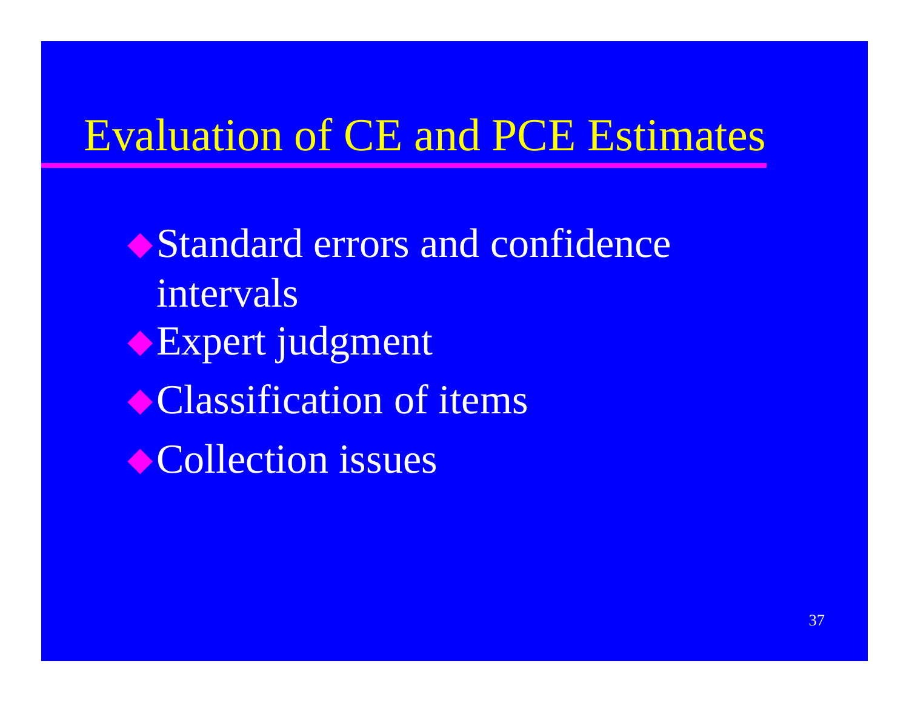# Evaluation of CE and PCE Estimates

- Standard errors and confidence intervals
- Expert judgment
- Classification of items
- Collection issues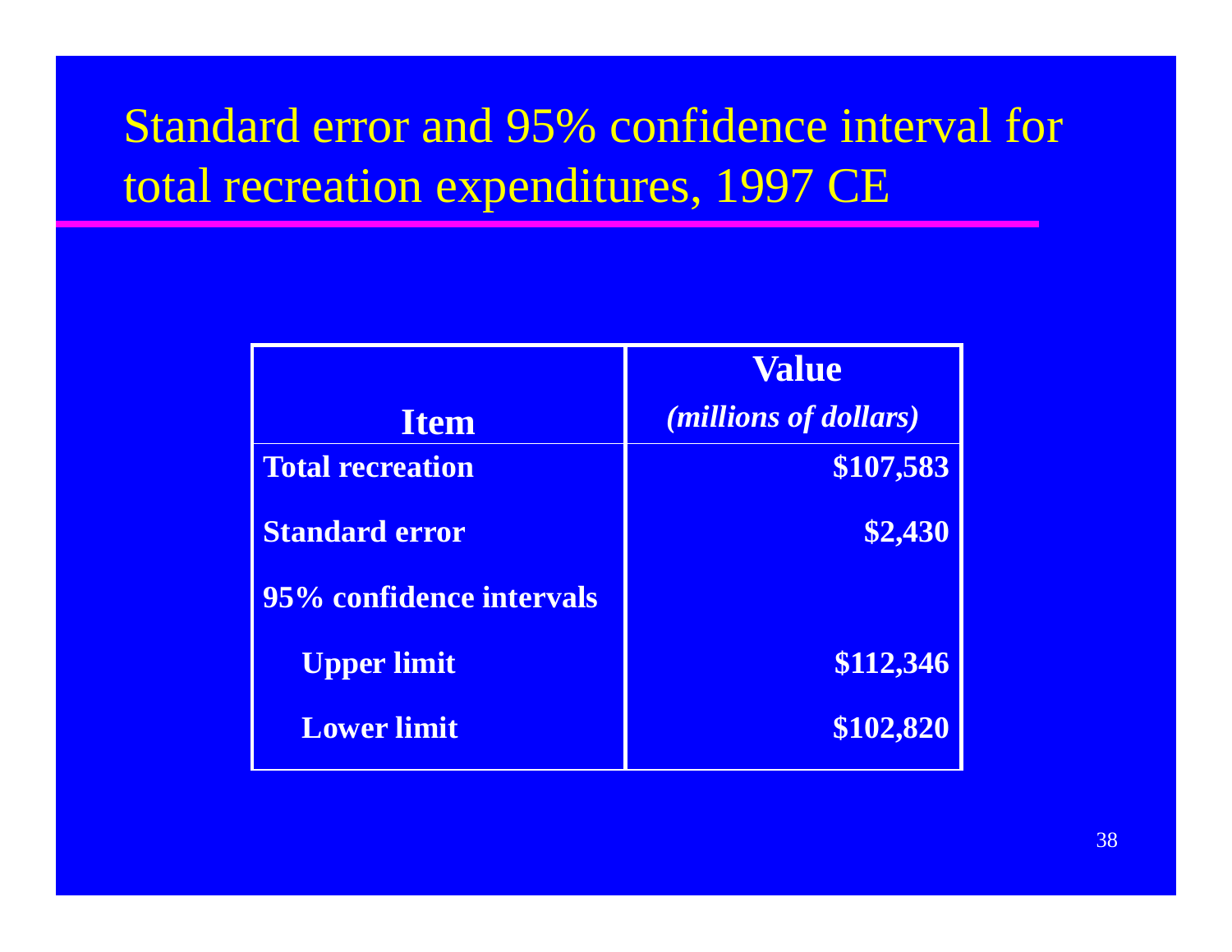# Standard error and 95% confidence interval for total recreation expenditures, 1997 CE

| Item | Value *(millions of dollars)* |
|---|---|
| **Total recreation** | **$107,583** |
| **Standard error** | **$2,430** |
| **95% confidence intervals** | |
| **Upper limit** | **$112,346** |
| **Lower limit** | **$102,820** |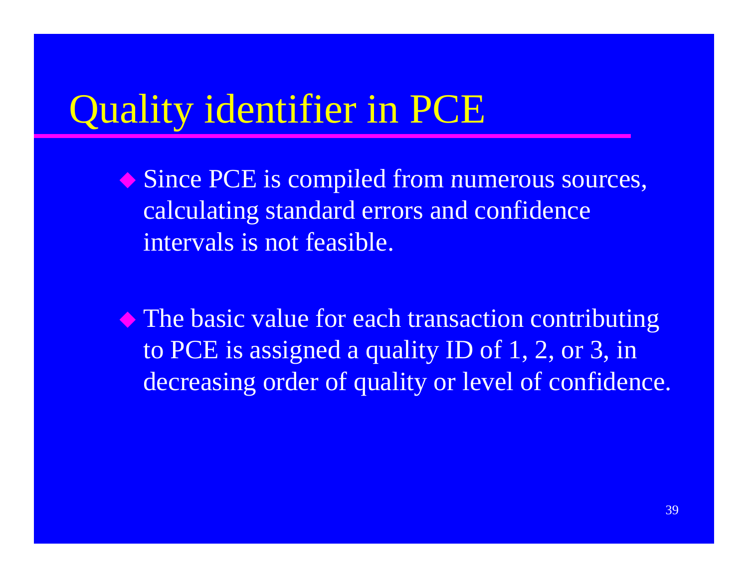# Quality identifier in PCE

- Since PCE is compiled from numerous sources, calculating standard errors and confidence intervals is not feasible.

- The basic value for each transaction contributing to PCE is assigned a quality ID of 1, 2, or 3, in decreasing order of quality or level of confidence.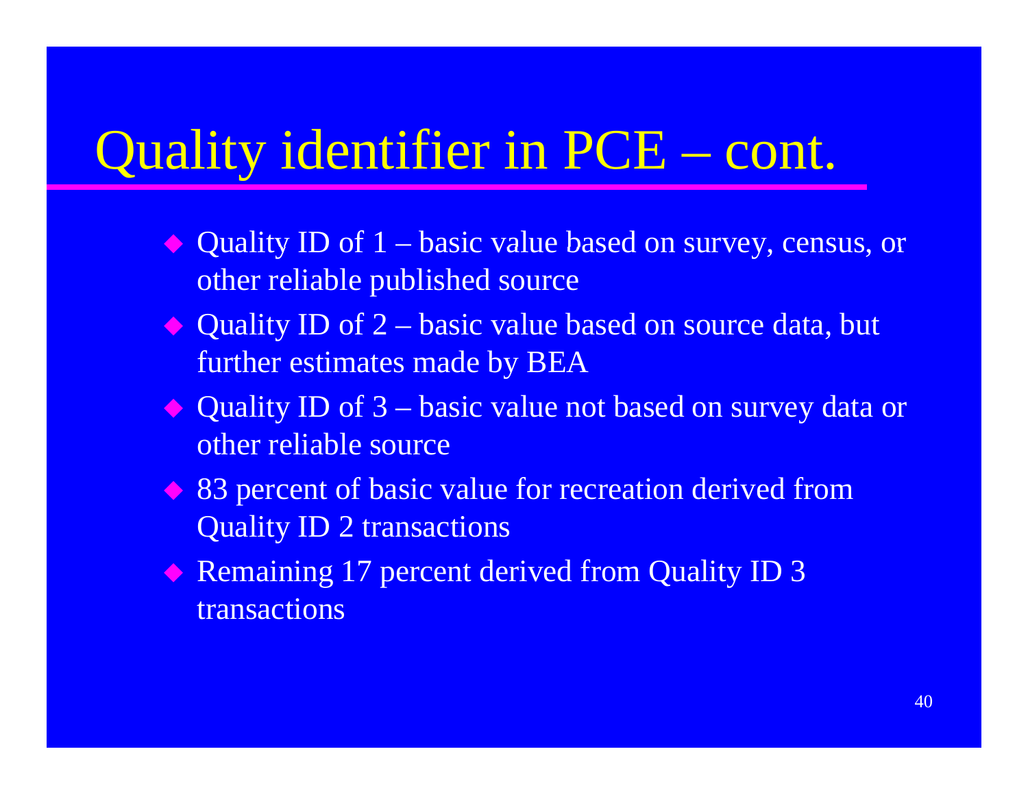# Quality identifier in PCE – cont.

- Quality ID of 1 – basic value based on survey, census, or other reliable published source
- Quality ID of 2 – basic value based on source data, but further estimates made by BEA
- Quality ID of 3 – basic value not based on survey data or other reliable source
- 83 percent of basic value for recreation derived from Quality ID 2 transactions
- Remaining 17 percent derived from Quality ID 3 transactions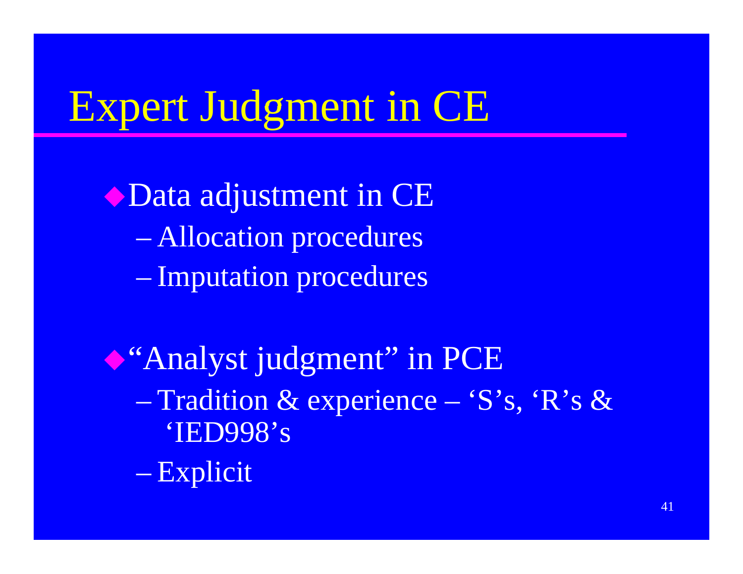# Expert Judgment in CE

- Data adjustment in CE
  - Allocation procedures
  - Imputation procedures
- "Analyst judgment" in PCE
  - Tradition & experience – 'S's, 'R's & 'IED998's
  - Explicit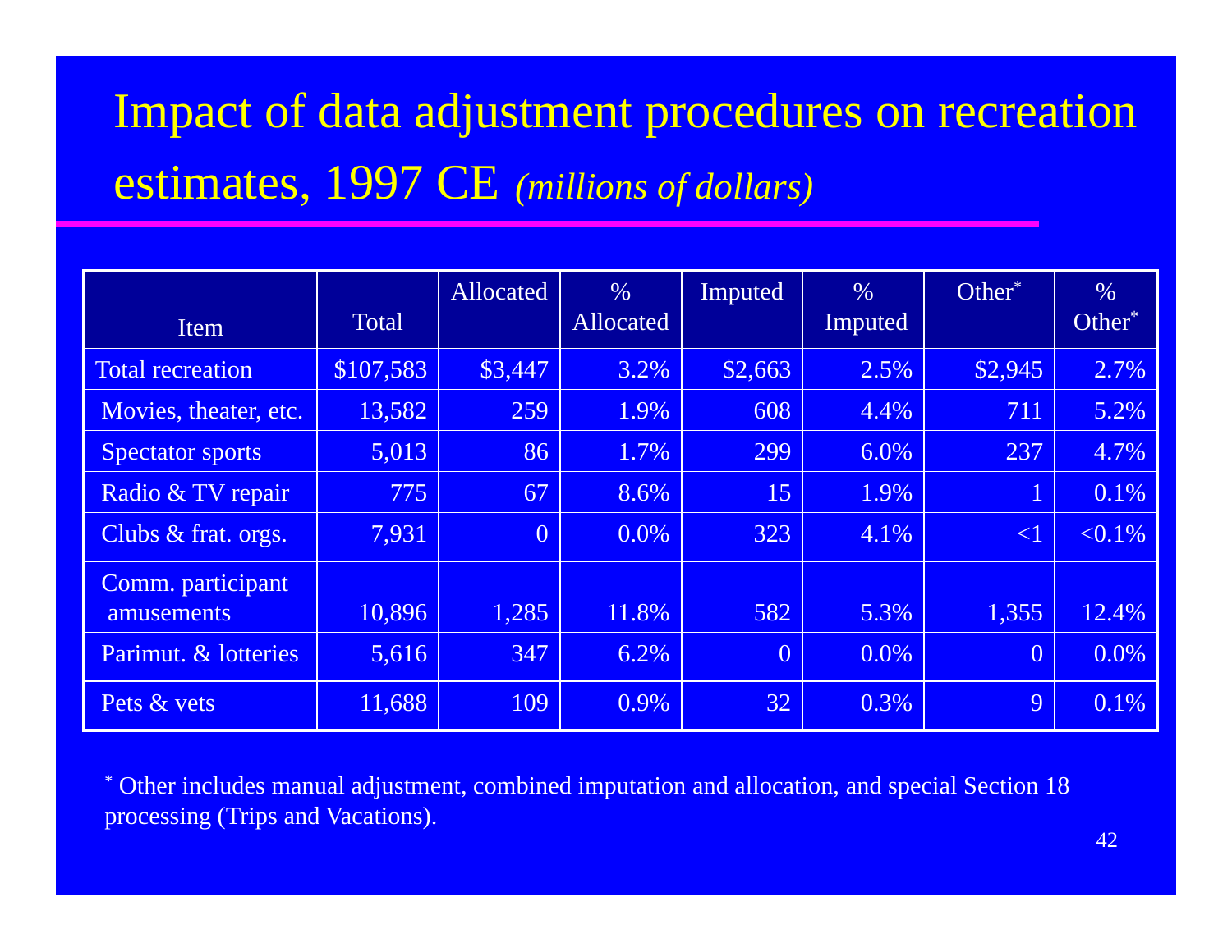# Impact of data adjustment procedures on recreation estimates, 1997 CE *(millions of dollars)*

| Item | Total | Allocated | % Allocated | Imputed | % Imputed | Other* | % Other* |
|---|---|---|---|---|---|---|---|
| Total recreation | $107,583 | $3,447 | 3.2% | $2,663 | 2.5% | $2,945 | 2.7% |
| Movies, theater, etc. | 13,582 | 259 | 1.9% | 608 | 4.4% | 711 | 5.2% |
| Spectator sports | 5,013 | 86 | 1.7% | 299 | 6.0% | 237 | 4.7% |
| Radio & TV repair | 775 | 67 | 8.6% | 15 | 1.9% | 1 | 0.1% |
| Clubs & frat. orgs. | 7,931 | 0 | 0.0% | 323 | 4.1% | <1 | <0.1% |
| Comm. participant amusements | 10,896 | 1,285 | 11.8% | 582 | 5.3% | 1,355 | 12.4% |
| Parimut. & lotteries | 5,616 | 347 | 6.2% | 0 | 0.0% | 0 | 0.0% |
| Pets & vets | 11,688 | 109 | 0.9% | 32 | 0.3% | 9 | 0.1% |

* Other includes manual adjustment, combined imputation and allocation, and special Section 18 processing (Trips and Vacations).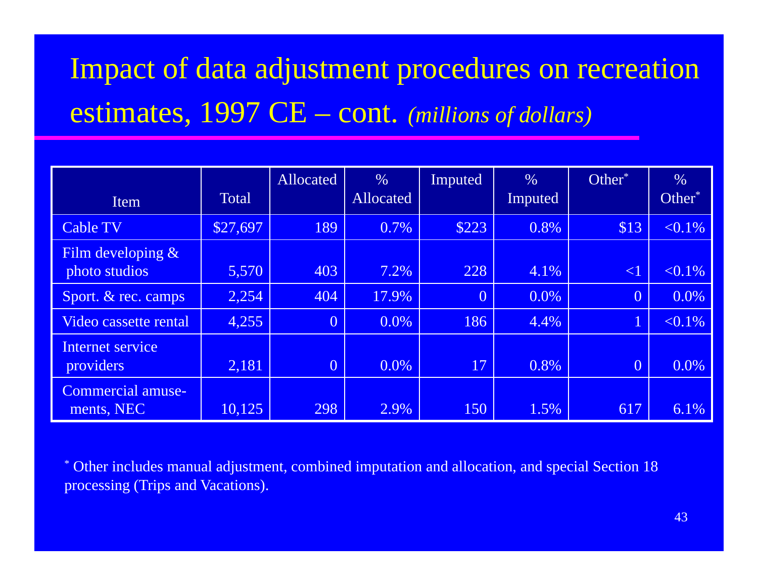# Impact of data adjustment procedures on recreation estimates, 1997 CE – cont. *(millions of dollars)*

| Item | Total | Allocated | % Allocated | Imputed | % Imputed | Other* | % Other* |
|---|---|---|---|---|---|---|---|
| Cable TV | $27,697 | 189 | 0.7% | $223 | 0.8% | $13 | <0.1% |
| Film developing & photo studios | 5,570 | 403 | 7.2% | 228 | 4.1% | <1 | <0.1% |
| Sport. & rec. camps | 2,254 | 404 | 17.9% | 0 | 0.0% | 0 | 0.0% |
| Video cassette rental | 4,255 | 0 | 0.0% | 186 | 4.4% | 1 | <0.1% |
| Internet service providers | 2,181 | 0 | 0.0% | 17 | 0.8% | 0 | 0.0% |
| Commercial amuse-ments, NEC | 10,125 | 298 | 2.9% | 150 | 1.5% | 617 | 6.1% |

\* Other includes manual adjustment, combined imputation and allocation, and special Section 18 processing (Trips and Vacations).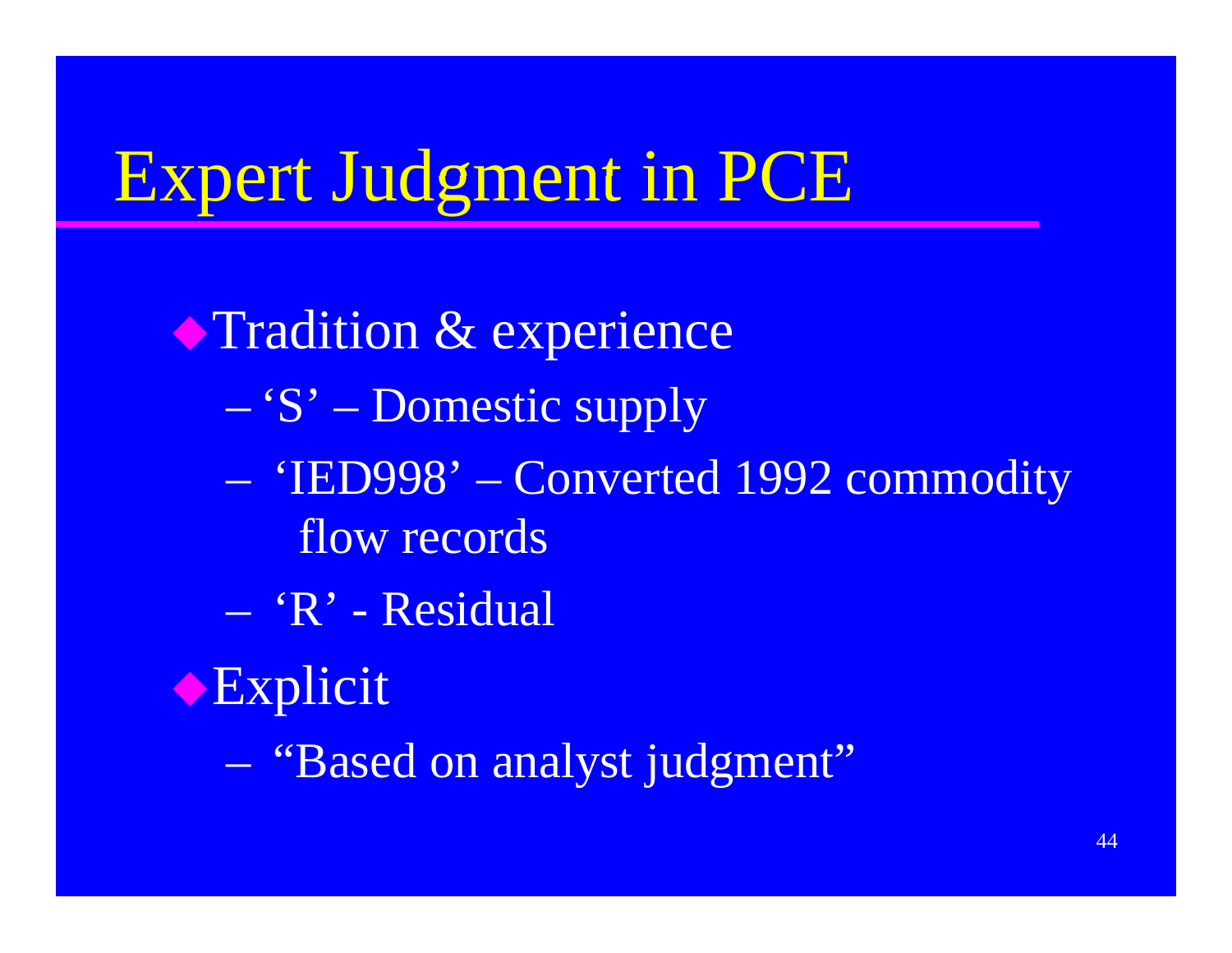# Expert Judgment in PCE

- Tradition & experience
  - 'S' – Domestic supply
  - 'IED998' – Converted 1992 commodity flow records
  - 'R' - Residual
- Explicit
  - "Based on analyst judgment"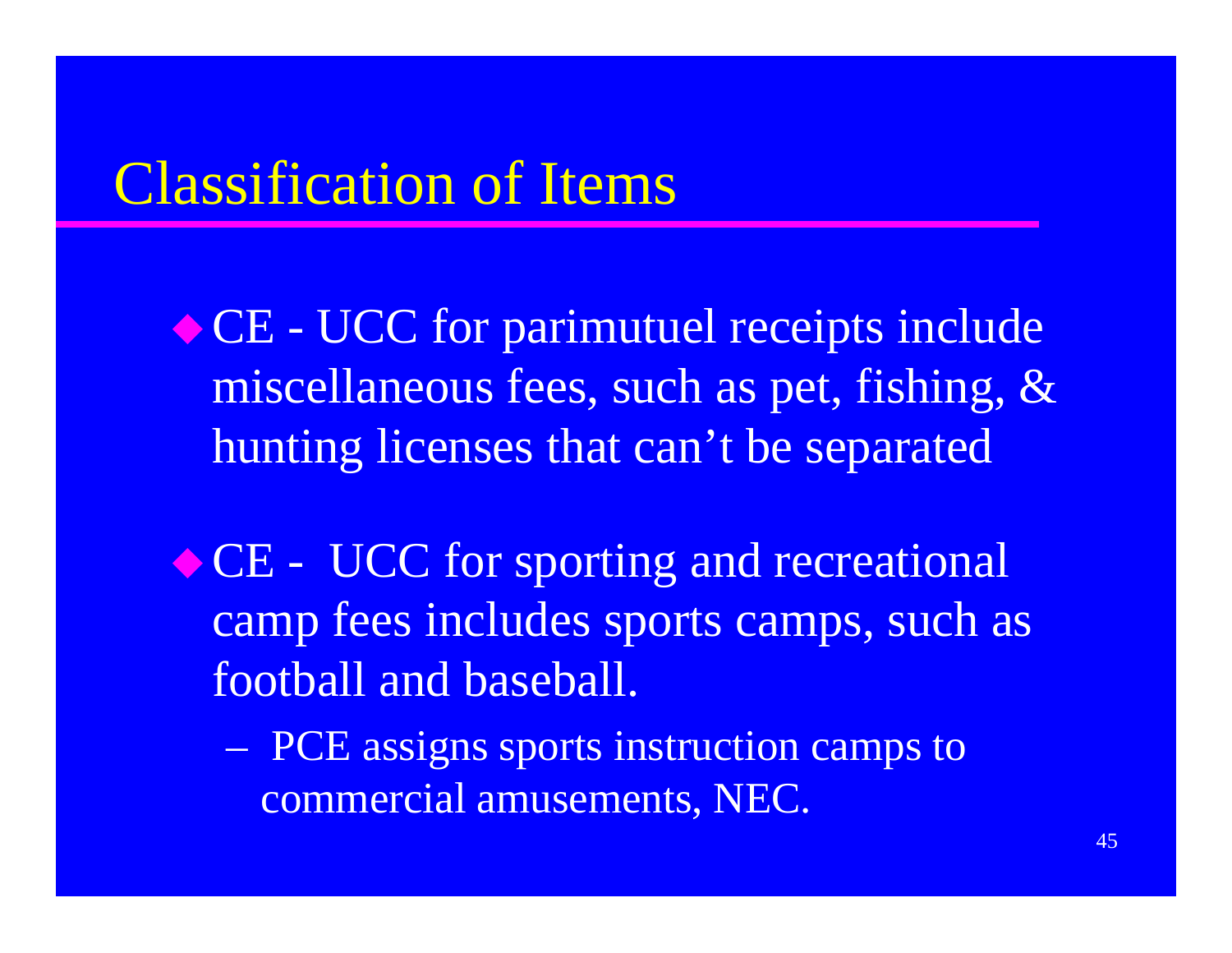# Classification of Items

- CE - UCC for parimutuel receipts include miscellaneous fees, such as pet, fishing, & hunting licenses that can't be separated

- CE - UCC for sporting and recreational camp fees includes sports camps, such as football and baseball.
  - PCE assigns sports instruction camps to commercial amusements, NEC.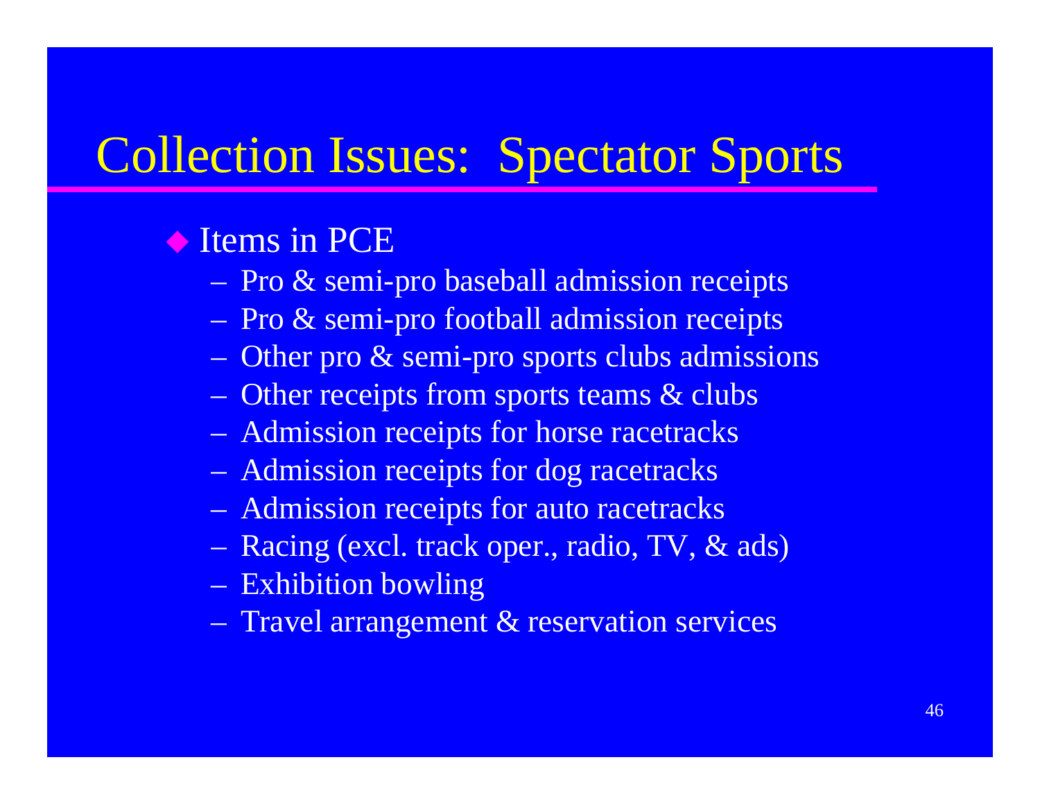# Collection Issues: Spectator Sports

- Items in PCE
  - Pro & semi-pro baseball admission receipts
  - Pro & semi-pro football admission receipts
  - Other pro & semi-pro sports clubs admissions
  - Other receipts from sports teams & clubs
  - Admission receipts for horse racetracks
  - Admission receipts for dog racetracks
  - Admission receipts for auto racetracks
  - Racing (excl. track oper., radio, TV, & ads)
  - Exhibition bowling
  - Travel arrangement & reservation services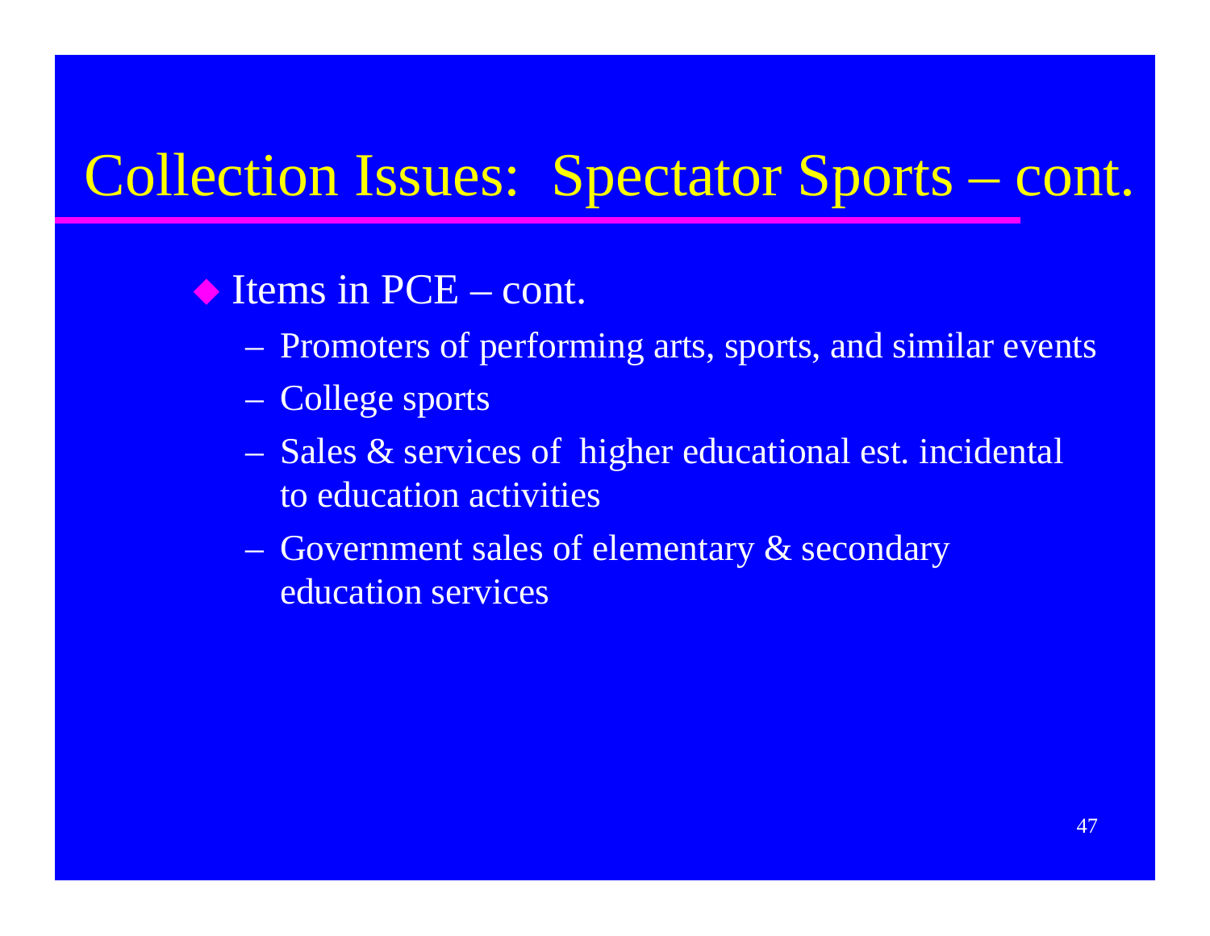# Collection Issues: Spectator Sports – cont.

- Items in PCE – cont.
  - Promoters of performing arts, sports, and similar events
  - College sports
  - Sales & services of higher educational est. incidental to education activities
  - Government sales of elementary & secondary education services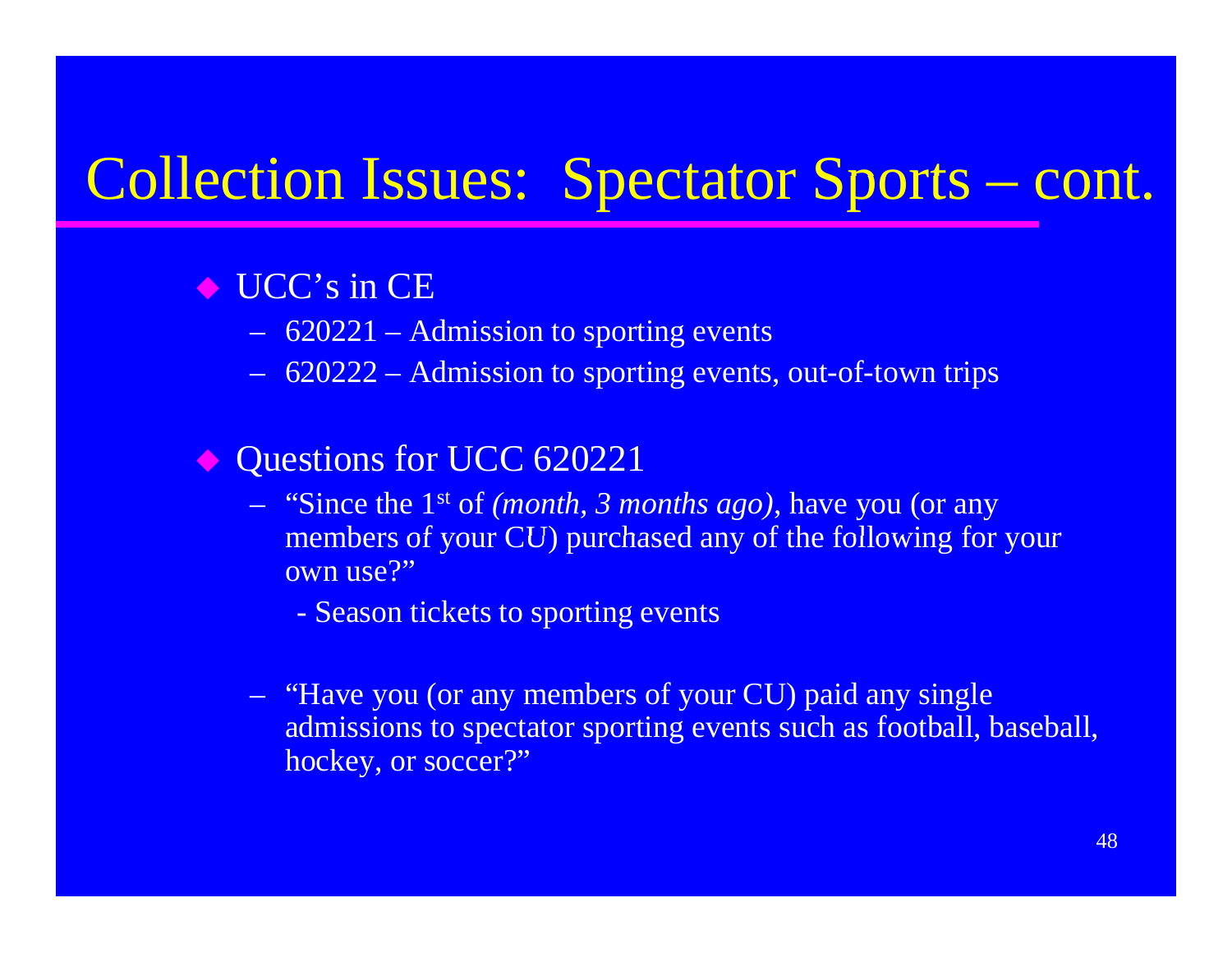# Collection Issues: Spectator Sports – cont.

- UCC's in CE
  - 620221 – Admission to sporting events
  - 620222 – Admission to sporting events, out-of-town trips

- Questions for UCC 620221
  - "Since the 1st of *(month, 3 months ago)*, have you (or any members of your CU) purchased any of the following for your own use?"
    - Season tickets to sporting events
  - "Have you (or any members of your CU) paid any single admissions to spectator sporting events such as football, baseball, hockey, or soccer?"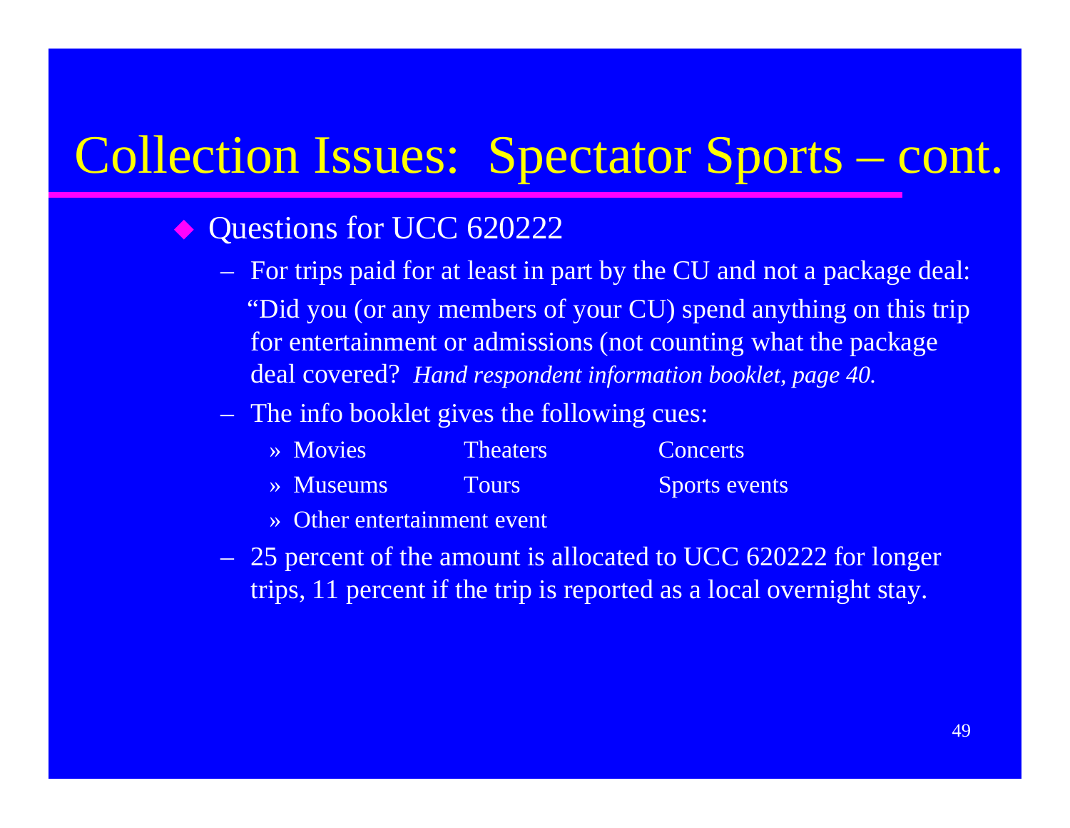# Collection Issues: Spectator Sports – cont.

- Questions for UCC 620222
  - For trips paid for at least in part by the CU and not a package deal: "Did you (or any members of your CU) spend anything on this trip for entertainment or admissions (not counting what the package deal covered? *Hand respondent information booklet, page 40.*
  - The info booklet gives the following cues:
    - Movies   Theaters   Concerts
    - Museums   Tours   Sports events
    - Other entertainment event
  - 25 percent of the amount is allocated to UCC 620222 for longer trips, 11 percent if the trip is reported as a local overnight stay.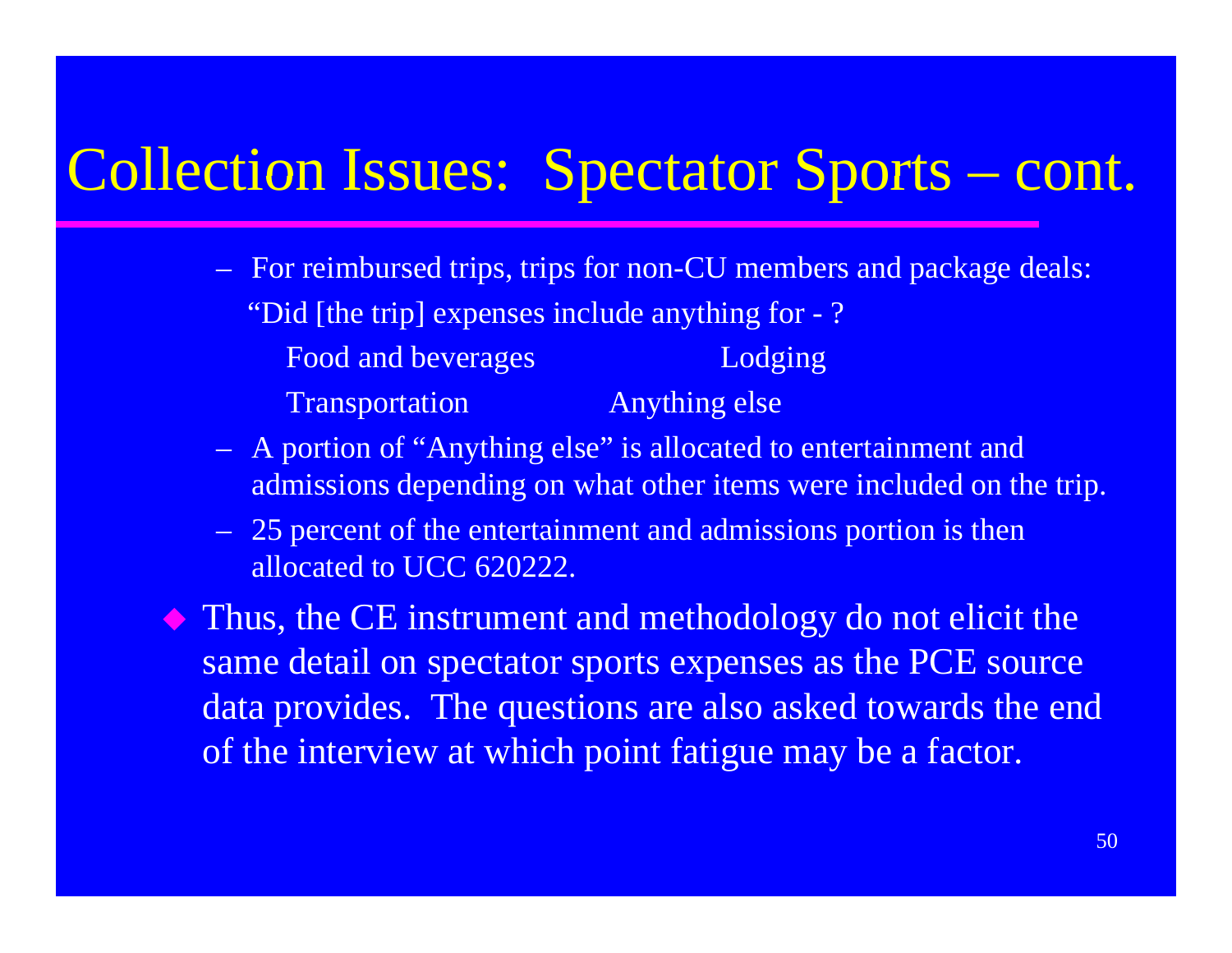# Collection Issues: Spectator Sports – cont.

- For reimbursed trips, trips for non-CU members and package deals:

  "Did [the trip] expenses include anything for - ?

  Food and beverages    Lodging

  Transportation    Anything else

- A portion of "Anything else" is allocated to entertainment and admissions depending on what other items were included on the trip.
- 25 percent of the entertainment and admissions portion is then allocated to UCC 620222.

- Thus, the CE instrument and methodology do not elicit the same detail on spectator sports expenses as the PCE source data provides. The questions are also asked towards the end of the interview at which point fatigue may be a factor.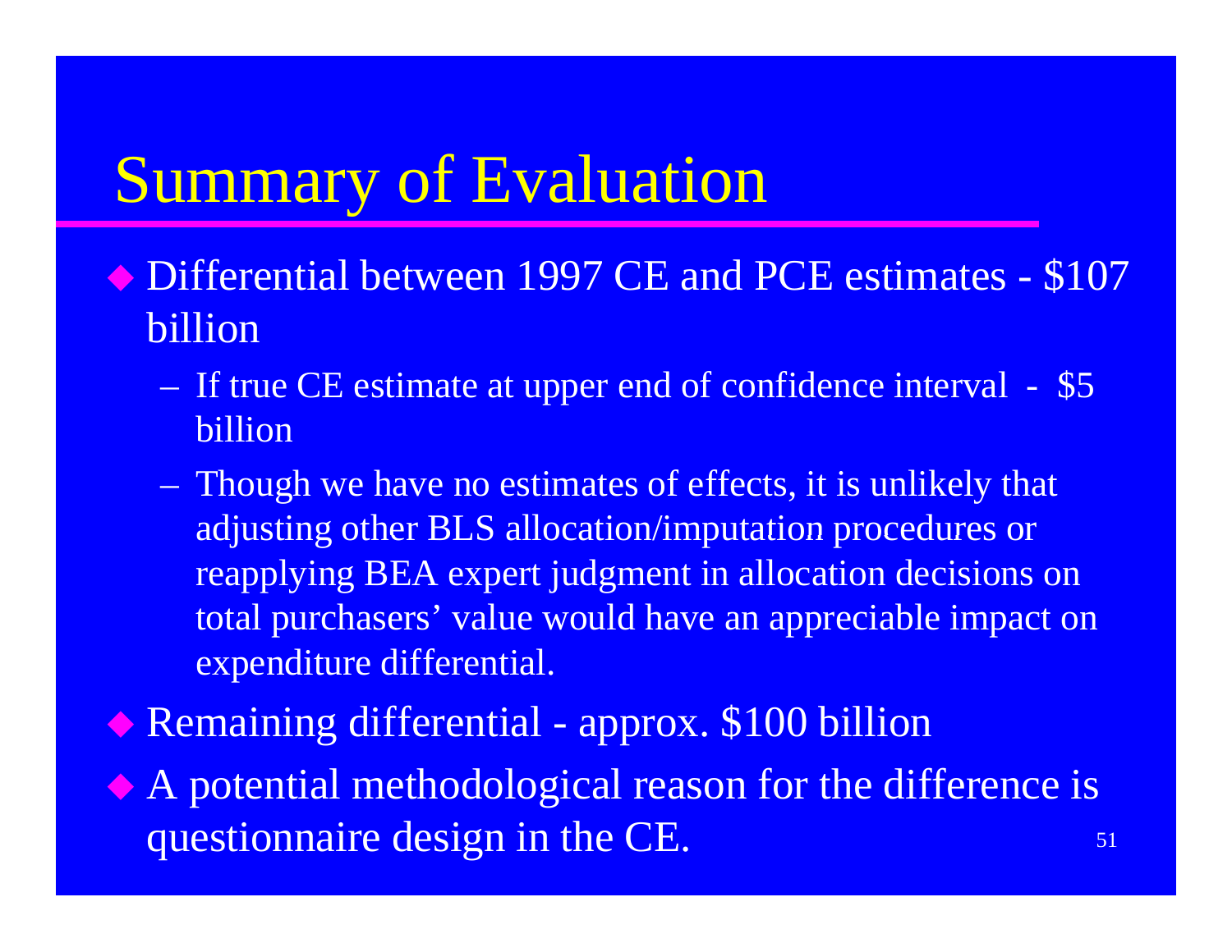# Summary of Evaluation

- Differential between 1997 CE and PCE estimates - $107 billion
  - If true CE estimate at upper end of confidence interval - $5 billion
  - Though we have no estimates of effects, it is unlikely that adjusting other BLS allocation/imputation procedures or reapplying BEA expert judgment in allocation decisions on total purchasers' value would have an appreciable impact on expenditure differential.
- Remaining differential - approx. $100 billion
- A potential methodological reason for the difference is questionnaire design in the CE.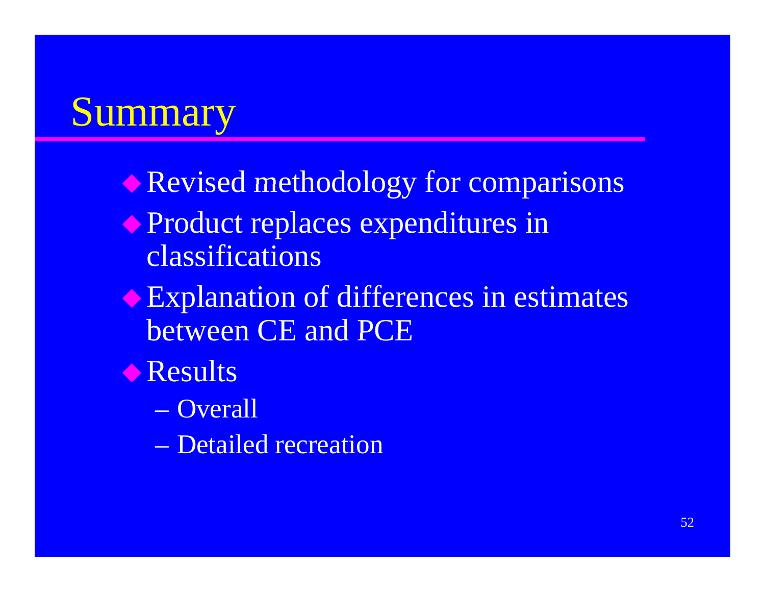# Summary

- Revised methodology for comparisons
- Product replaces expenditures in classifications
- Explanation of differences in estimates between CE and PCE
- Results
  - Overall
  - Detailed recreation